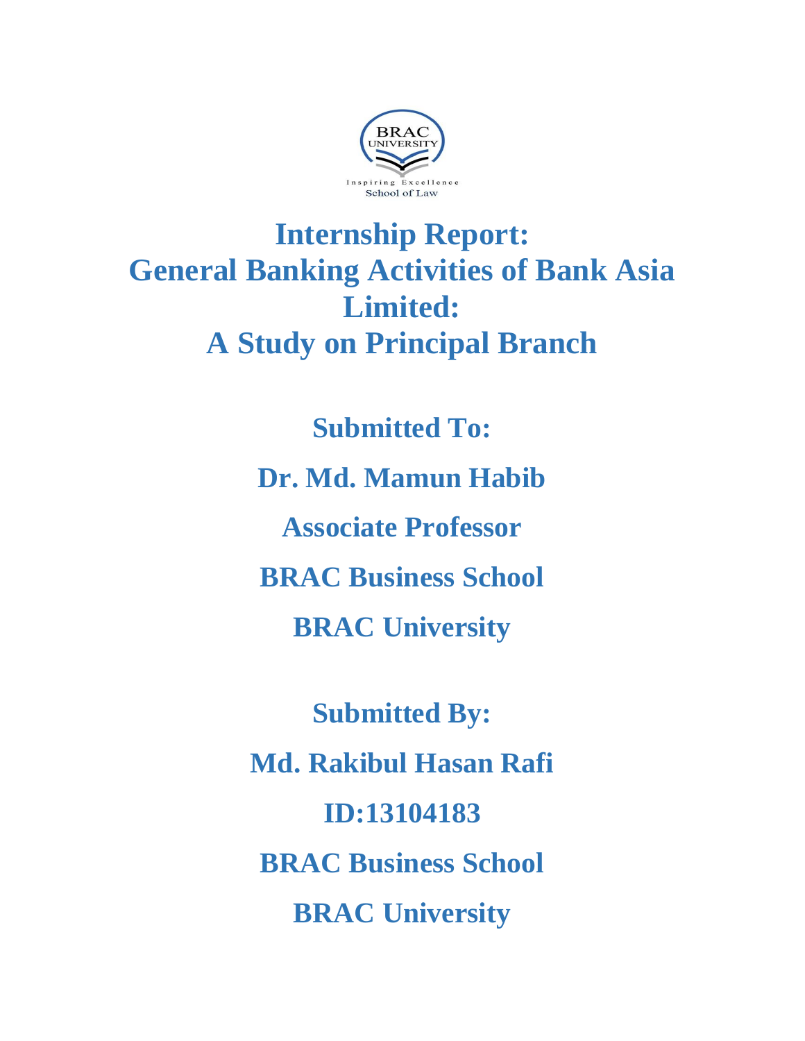BRAC UNIVERSITY

Inspiring Excellence

School of Law

# Internship Report: General Banking Activities of Bank Asia Limited: A Study on Principal Branch

**Submitted To:**

**Dr. Md. Mamun Habib**

**Associate Professor**

**BRAC Business School**

**BRAC University**

**Submitted By:**

**Md. Rakibul Hasan Rafi**

**ID:13104183**

**BRAC Business School**

**BRAC University**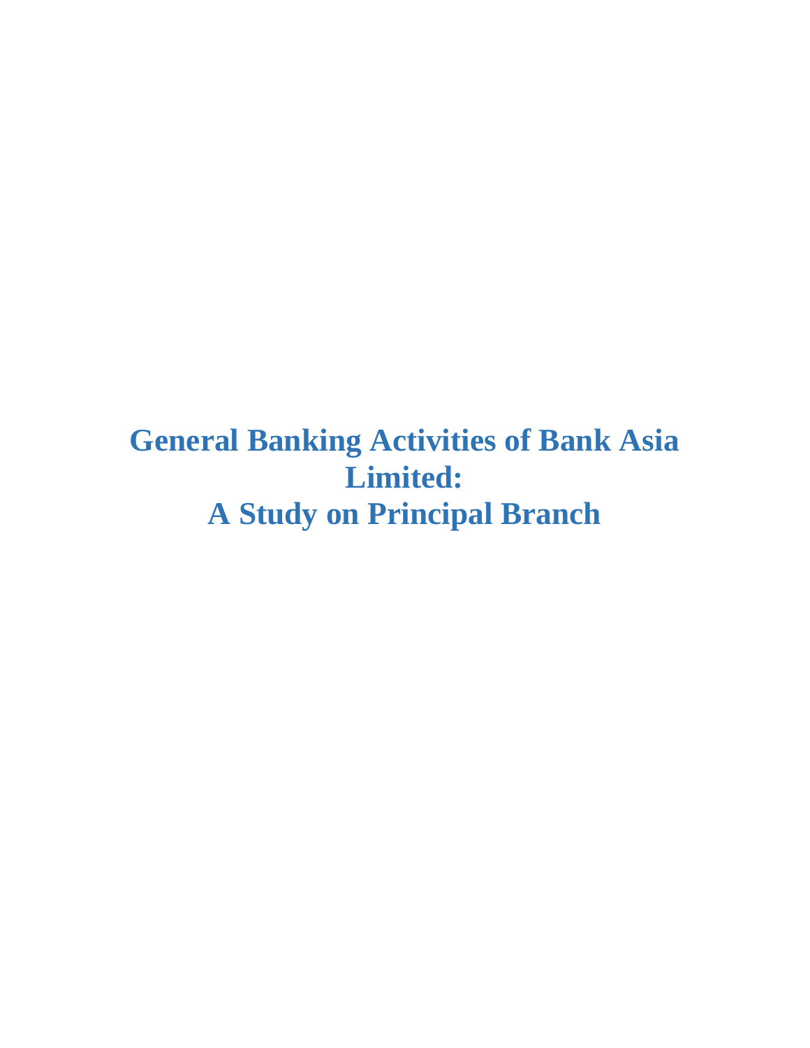# General Banking Activities of Bank Asia Limited: A Study on Principal Branch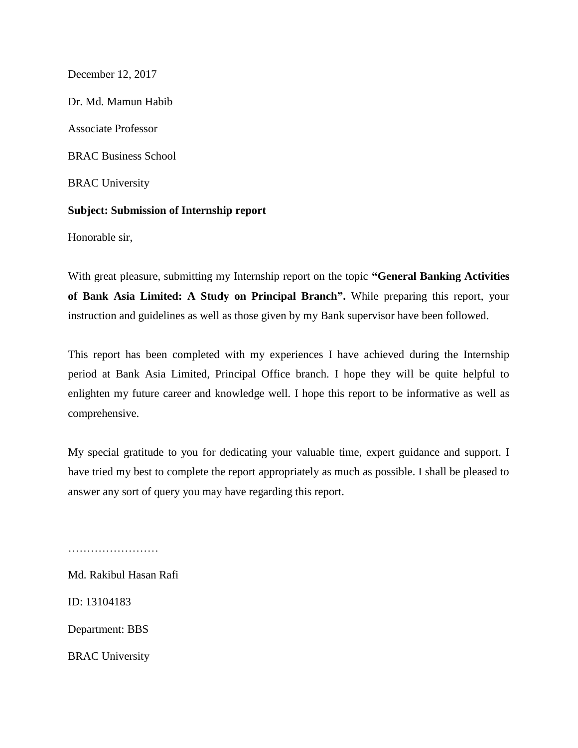December 12, 2017

Dr. Md. Mamun Habib

Associate Professor

BRAC Business School

BRAC University

**Subject: Submission of Internship report**

Honorable sir,

With great pleasure, submitting my Internship report on the topic **“General Banking Activities of Bank Asia Limited: A Study on Principal Branch”.** While preparing this report, your instruction and guidelines as well as those given by my Bank supervisor have been followed.

This report has been completed with my experiences I have achieved during the Internship period at Bank Asia Limited, Principal Office branch. I hope they will be quite helpful to enlighten my future career and knowledge well. I hope this report to be informative as well as comprehensive.

My special gratitude to you for dedicating your valuable time, expert guidance and support. I have tried my best to complete the report appropriately as much as possible. I shall be pleased to answer any sort of query you may have regarding this report.

……………………

Md. Rakibul Hasan Rafi

ID: 13104183

Department: BBS

BRAC University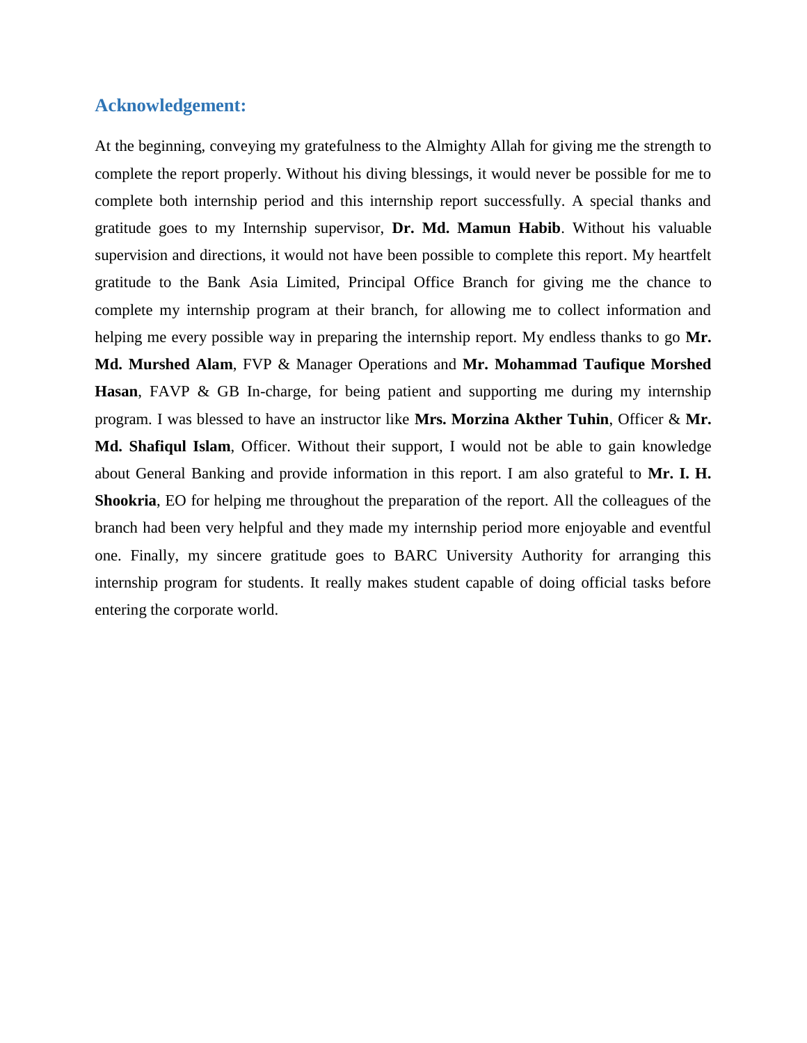## Acknowledgement:

At the beginning, conveying my gratefulness to the Almighty Allah for giving me the strength to complete the report properly. Without his diving blessings, it would never be possible for me to complete both internship period and this internship report successfully. A special thanks and gratitude goes to my Internship supervisor, **Dr. Md. Mamun Habib**. Without his valuable supervision and directions, it would not have been possible to complete this report. My heartfelt gratitude to the Bank Asia Limited, Principal Office Branch for giving me the chance to complete my internship program at their branch, for allowing me to collect information and helping me every possible way in preparing the internship report. My endless thanks to go **Mr. Md. Murshed Alam**, FVP & Manager Operations and **Mr. Mohammad Taufique Morshed Hasan**, FAVP & GB In-charge, for being patient and supporting me during my internship program. I was blessed to have an instructor like **Mrs. Morzina Akther Tuhin**, Officer & **Mr. Md. Shafiqul Islam**, Officer. Without their support, I would not be able to gain knowledge about General Banking and provide information in this report. I am also grateful to **Mr. I. H. Shookria**, EO for helping me throughout the preparation of the report. All the colleagues of the branch had been very helpful and they made my internship period more enjoyable and eventful one. Finally, my sincere gratitude goes to BARC University Authority for arranging this internship program for students. It really makes student capable of doing official tasks before entering the corporate world.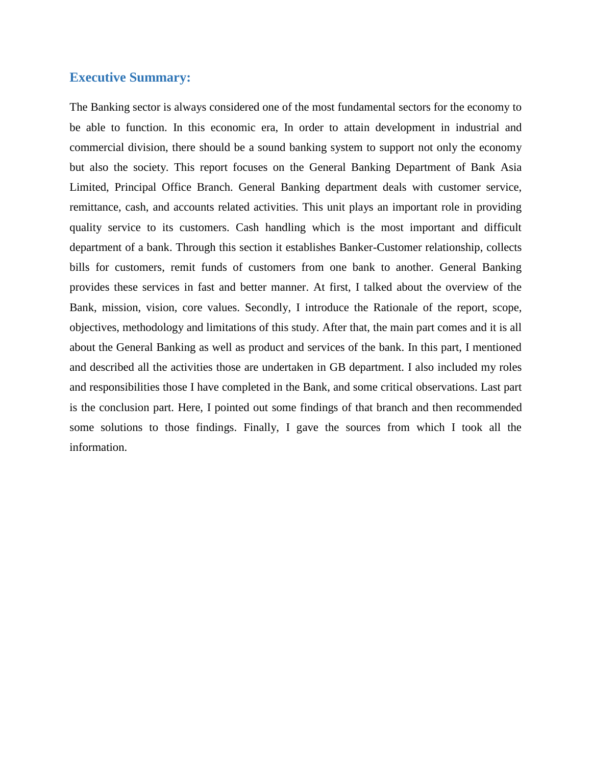## Executive Summary:

The Banking sector is always considered one of the most fundamental sectors for the economy to be able to function. In this economic era, In order to attain development in industrial and commercial division, there should be a sound banking system to support not only the economy but also the society. This report focuses on the General Banking Department of Bank Asia Limited, Principal Office Branch. General Banking department deals with customer service, remittance, cash, and accounts related activities. This unit plays an important role in providing quality service to its customers. Cash handling which is the most important and difficult department of a bank. Through this section it establishes Banker-Customer relationship, collects bills for customers, remit funds of customers from one bank to another. General Banking provides these services in fast and better manner. At first, I talked about the overview of the Bank, mission, vision, core values. Secondly, I introduce the Rationale of the report, scope, objectives, methodology and limitations of this study. After that, the main part comes and it is all about the General Banking as well as product and services of the bank. In this part, I mentioned and described all the activities those are undertaken in GB department. I also included my roles and responsibilities those I have completed in the Bank, and some critical observations. Last part is the conclusion part. Here, I pointed out some findings of that branch and then recommended some solutions to those findings. Finally, I gave the sources from which I took all the information.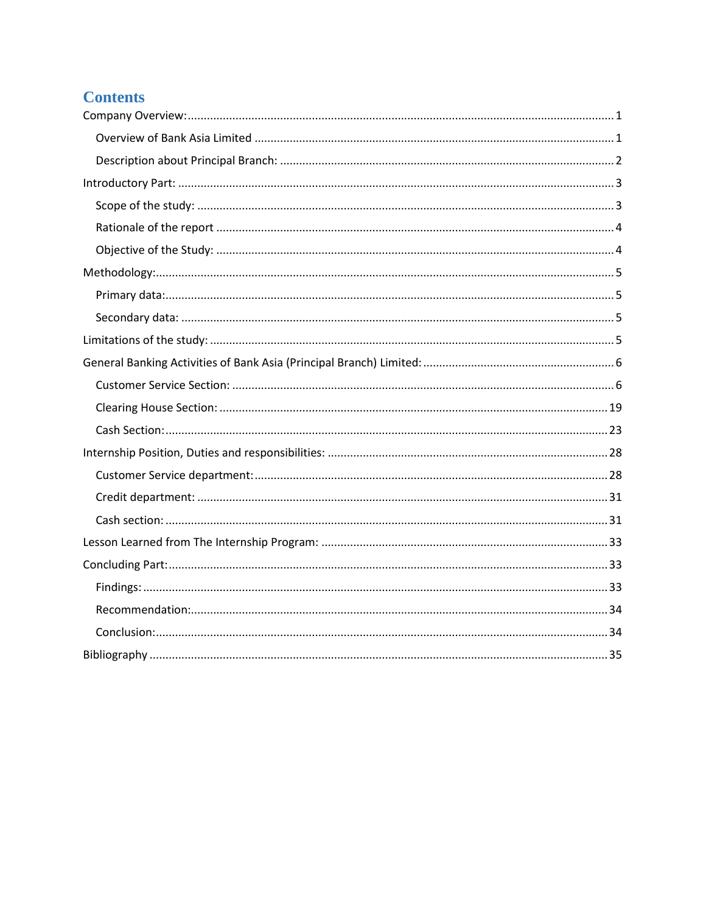# Contents

Company Overview: 1

- Overview of Bank Asia Limited 1
- Description about Principal Branch: 2

Introductory Part: 3

- Scope of the study: 3
- Rationale of the report 4
- Objective of the Study: 4

Methodology: 5

- Primary data: 5
- Secondary data: 5

Limitations of the study: 5

General Banking Activities of Bank Asia (Principal Branch) Limited: 6

- Customer Service Section: 6
- Clearing House Section: 19
- Cash Section: 23

Internship Position, Duties and responsibilities: 28

- Customer Service department: 28
- Credit department: 31
- Cash section: 31

Lesson Learned from The Internship Program: 33

Concluding Part: 33

- Findings: 33
- Recommendation: 34
- Conclusion: 34

Bibliography 35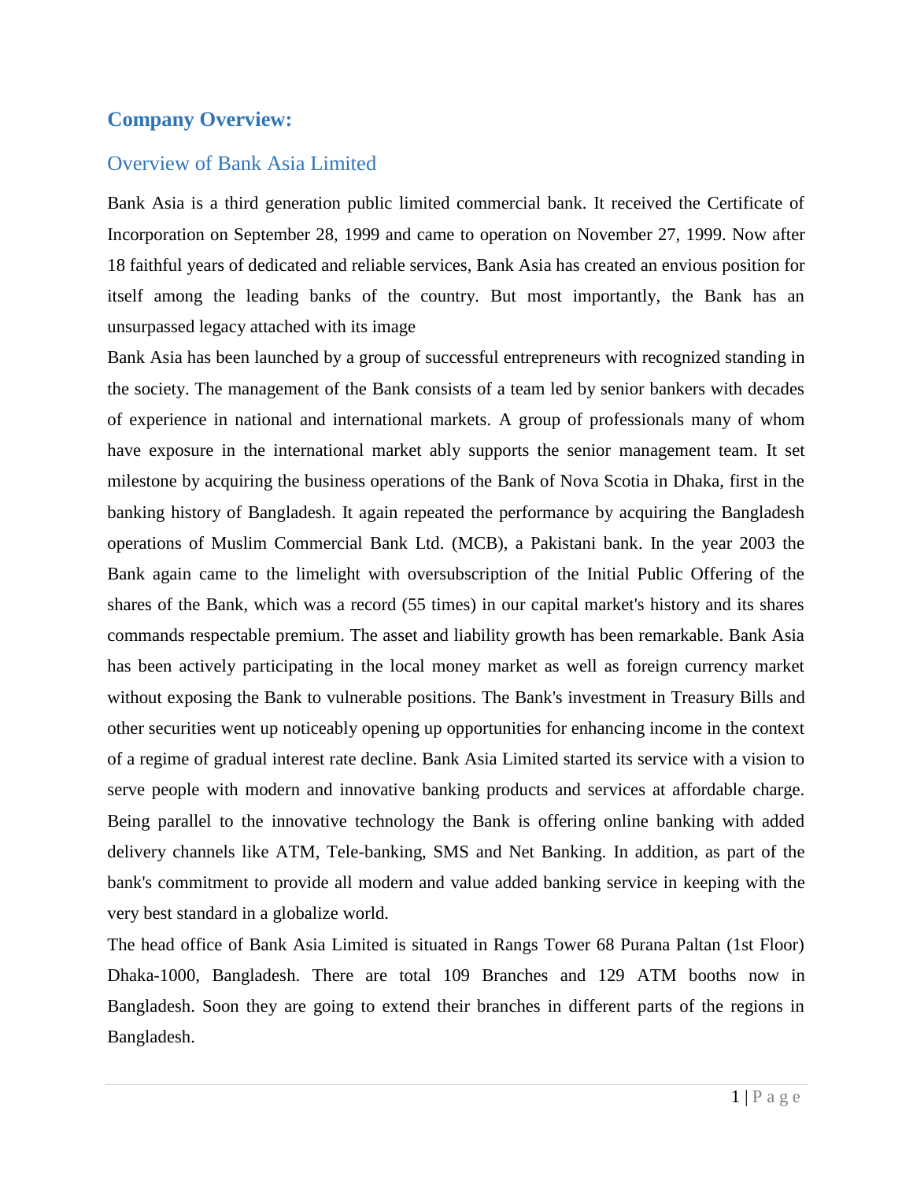# Company Overview:

## Overview of Bank Asia Limited

Bank Asia is a third generation public limited commercial bank. It received the Certificate of Incorporation on September 28, 1999 and came to operation on November 27, 1999. Now after 18 faithful years of dedicated and reliable services, Bank Asia has created an envious position for itself among the leading banks of the country. But most importantly, the Bank has an unsurpassed legacy attached with its image

Bank Asia has been launched by a group of successful entrepreneurs with recognized standing in the society. The management of the Bank consists of a team led by senior bankers with decades of experience in national and international markets. A group of professionals many of whom have exposure in the international market ably supports the senior management team. It set milestone by acquiring the business operations of the Bank of Nova Scotia in Dhaka, first in the banking history of Bangladesh. It again repeated the performance by acquiring the Bangladesh operations of Muslim Commercial Bank Ltd. (MCB), a Pakistani bank. In the year 2003 the Bank again came to the limelight with oversubscription of the Initial Public Offering of the shares of the Bank, which was a record (55 times) in our capital market's history and its shares commands respectable premium. The asset and liability growth has been remarkable. Bank Asia has been actively participating in the local money market as well as foreign currency market without exposing the Bank to vulnerable positions. The Bank's investment in Treasury Bills and other securities went up noticeably opening up opportunities for enhancing income in the context of a regime of gradual interest rate decline. Bank Asia Limited started its service with a vision to serve people with modern and innovative banking products and services at affordable charge. Being parallel to the innovative technology the Bank is offering online banking with added delivery channels like ATM, Tele-banking, SMS and Net Banking. In addition, as part of the bank's commitment to provide all modern and value added banking service in keeping with the very best standard in a globalize world.

The head office of Bank Asia Limited is situated in Rangs Tower 68 Purana Paltan (1st Floor) Dhaka-1000, Bangladesh. There are total 109 Branches and 129 ATM booths now in Bangladesh. Soon they are going to extend their branches in different parts of the regions in Bangladesh.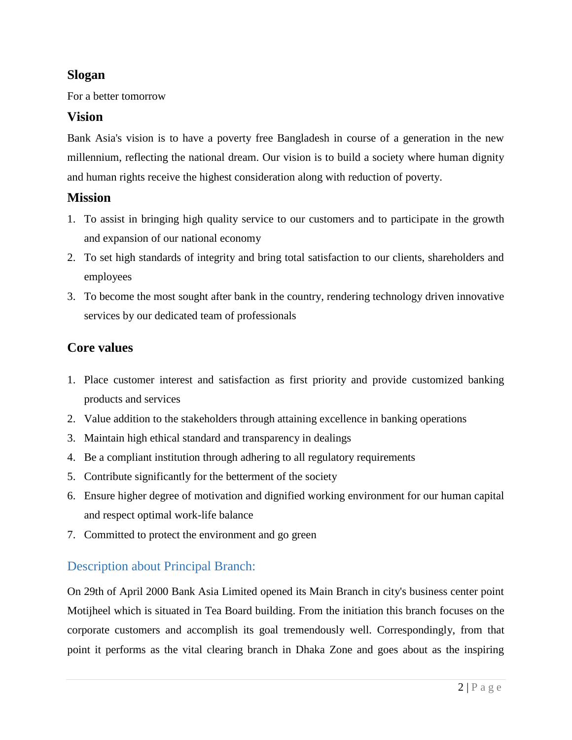## Slogan

For a better tomorrow

## Vision

Bank Asia's vision is to have a poverty free Bangladesh in course of a generation in the new millennium, reflecting the national dream. Our vision is to build a society where human dignity and human rights receive the highest consideration along with reduction of poverty.

## Mission

1. To assist in bringing high quality service to our customers and to participate in the growth and expansion of our national economy
2. To set high standards of integrity and bring total satisfaction to our clients, shareholders and employees
3. To become the most sought after bank in the country, rendering technology driven innovative services by our dedicated team of professionals

## Core values

1. Place customer interest and satisfaction as first priority and provide customized banking products and services
2. Value addition to the stakeholders through attaining excellence in banking operations
3. Maintain high ethical standard and transparency in dealings
4. Be a compliant institution through adhering to all regulatory requirements
5. Contribute significantly for the betterment of the society
6. Ensure higher degree of motivation and dignified working environment for our human capital and respect optimal work-life balance
7. Committed to protect the environment and go green

## Description about Principal Branch:

On 29th of April 2000 Bank Asia Limited opened its Main Branch in city's business center point Motijheel which is situated in Tea Board building. From the initiation this branch focuses on the corporate customers and accomplish its goal tremendously well. Correspondingly, from that point it performs as the vital clearing branch in Dhaka Zone and goes about as the inspiring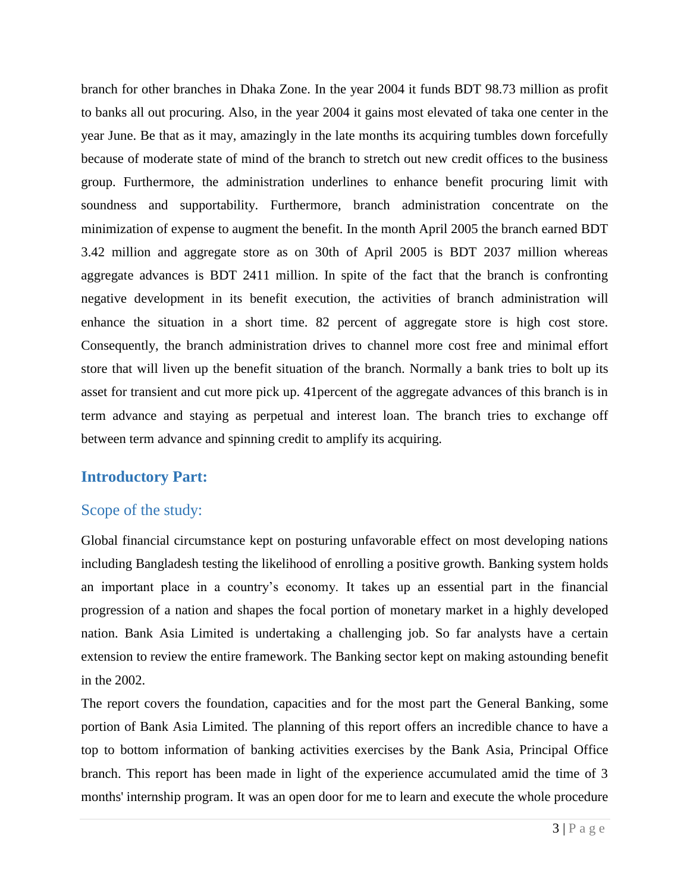branch for other branches in Dhaka Zone. In the year 2004 it funds BDT 98.73 million as profit to banks all out procuring. Also, in the year 2004 it gains most elevated of taka one center in the year June. Be that as it may, amazingly in the late months its acquiring tumbles down forcefully because of moderate state of mind of the branch to stretch out new credit offices to the business group. Furthermore, the administration underlines to enhance benefit procuring limit with soundness and supportability. Furthermore, branch administration concentrate on the minimization of expense to augment the benefit. In the month April 2005 the branch earned BDT 3.42 million and aggregate store as on 30th of April 2005 is BDT 2037 million whereas aggregate advances is BDT 2411 million. In spite of the fact that the branch is confronting negative development in its benefit execution, the activities of branch administration will enhance the situation in a short time. 82 percent of aggregate store is high cost store. Consequently, the branch administration drives to channel more cost free and minimal effort store that will liven up the benefit situation of the branch. Normally a bank tries to bolt up its asset for transient and cut more pick up. 41percent of the aggregate advances of this branch is in term advance and staying as perpetual and interest loan. The branch tries to exchange off between term advance and spinning credit to amplify its acquiring.

## Introductory Part:

### Scope of the study:

Global financial circumstance kept on posturing unfavorable effect on most developing nations including Bangladesh testing the likelihood of enrolling a positive growth. Banking system holds an important place in a country's economy. It takes up an essential part in the financial progression of a nation and shapes the focal portion of monetary market in a highly developed nation. Bank Asia Limited is undertaking a challenging job. So far analysts have a certain extension to review the entire framework. The Banking sector kept on making astounding benefit in the 2002.

The report covers the foundation, capacities and for the most part the General Banking, some portion of Bank Asia Limited. The planning of this report offers an incredible chance to have a top to bottom information of banking activities exercises by the Bank Asia, Principal Office branch. This report has been made in light of the experience accumulated amid the time of 3 months' internship program. It was an open door for me to learn and execute the whole procedure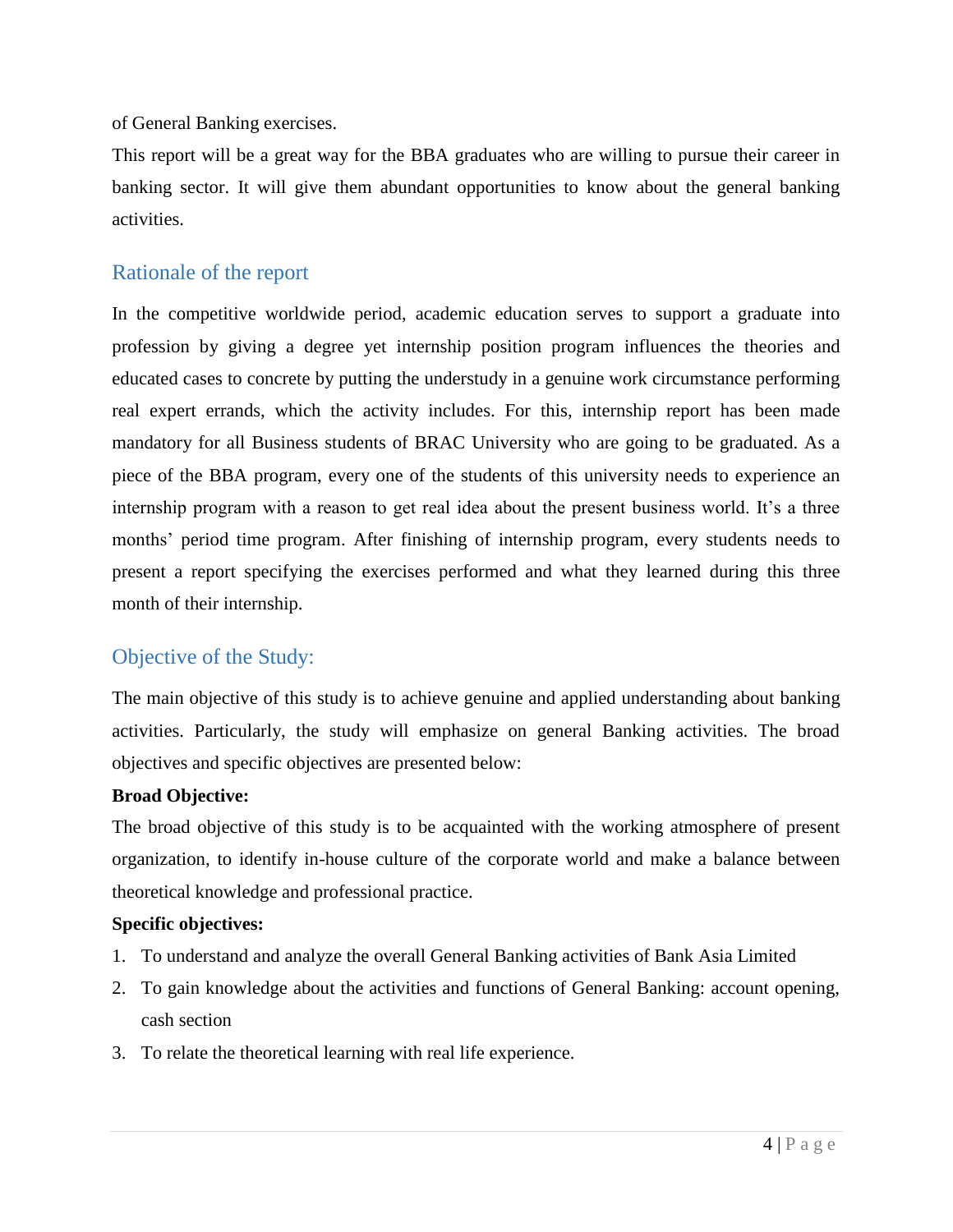of General Banking exercises.

This report will be a great way for the BBA graduates who are willing to pursue their career in banking sector. It will give them abundant opportunities to know about the general banking activities.

## Rationale of the report

In the competitive worldwide period, academic education serves to support a graduate into profession by giving a degree yet internship position program influences the theories and educated cases to concrete by putting the understudy in a genuine work circumstance performing real expert errands, which the activity includes. For this, internship report has been made mandatory for all Business students of BRAC University who are going to be graduated. As a piece of the BBA program, every one of the students of this university needs to experience an internship program with a reason to get real idea about the present business world. It's a three months' period time program. After finishing of internship program, every students needs to present a report specifying the exercises performed and what they learned during this three month of their internship.

## Objective of the Study:

The main objective of this study is to achieve genuine and applied understanding about banking activities. Particularly, the study will emphasize on general Banking activities. The broad objectives and specific objectives are presented below:

**Broad Objective:**

The broad objective of this study is to be acquainted with the working atmosphere of present organization, to identify in-house culture of the corporate world and make a balance between theoretical knowledge and professional practice.

**Specific objectives:**

1. To understand and analyze the overall General Banking activities of Bank Asia Limited
2. To gain knowledge about the activities and functions of General Banking: account opening, cash section
3. To relate the theoretical learning with real life experience.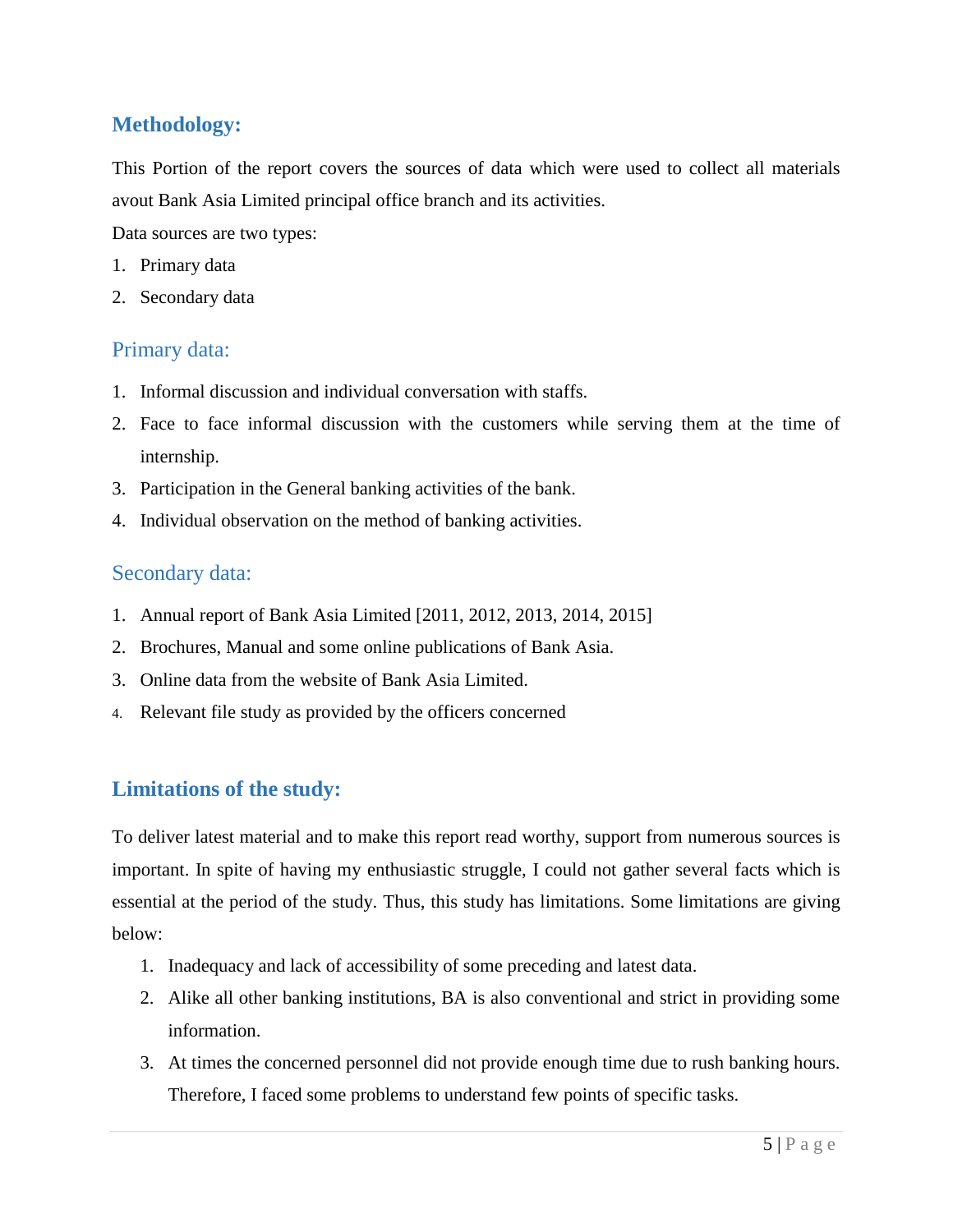## Methodology:

This Portion of the report covers the sources of data which were used to collect all materials avout Bank Asia Limited principal office branch and its activities.

Data sources are two types:

1. Primary data
2. Secondary data

### Primary data:

1. Informal discussion and individual conversation with staffs.
2. Face to face informal discussion with the customers while serving them at the time of internship.
3. Participation in the General banking activities of the bank.
4. Individual observation on the method of banking activities.

### Secondary data:

1. Annual report of Bank Asia Limited [2011, 2012, 2013, 2014, 2015]
2. Brochures, Manual and some online publications of Bank Asia.
3. Online data from the website of Bank Asia Limited.
4. Relevant file study as provided by the officers concerned

## Limitations of the study:

To deliver latest material and to make this report read worthy, support from numerous sources is important. In spite of having my enthusiastic struggle, I could not gather several facts which is essential at the period of the study. Thus, this study has limitations. Some limitations are giving below:

1. Inadequacy and lack of accessibility of some preceding and latest data.
2. Alike all other banking institutions, BA is also conventional and strict in providing some information.
3. At times the concerned personnel did not provide enough time due to rush banking hours. Therefore, I faced some problems to understand few points of specific tasks.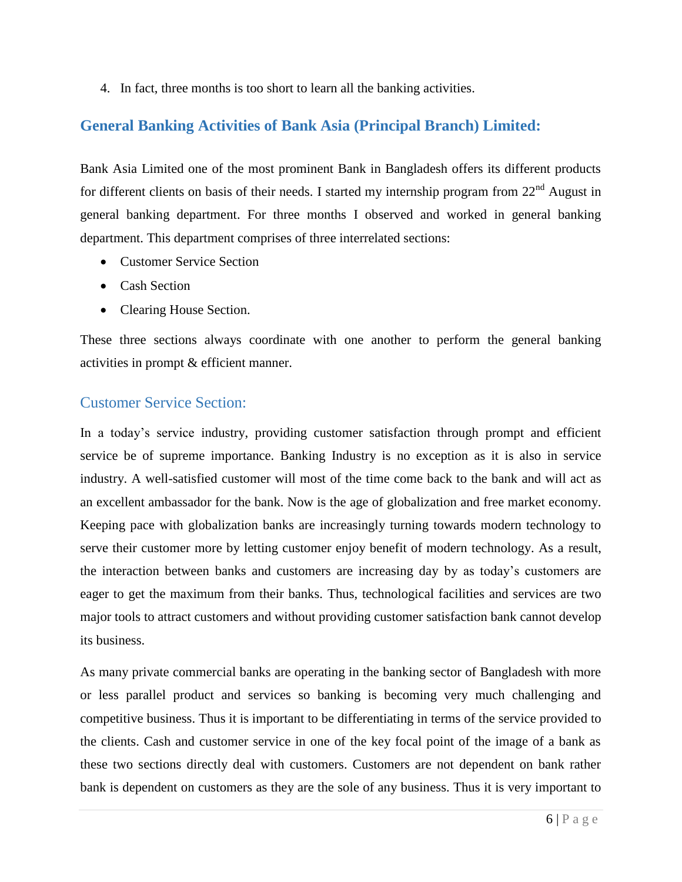4. In fact, three months is too short to learn all the banking activities.

## General Banking Activities of Bank Asia (Principal Branch) Limited:

Bank Asia Limited one of the most prominent Bank in Bangladesh offers its different products for different clients on basis of their needs. I started my internship program from 22nd August in general banking department. For three months I observed and worked in general banking department. This department comprises of three interrelated sections:

- Customer Service Section
- Cash Section
- Clearing House Section.

These three sections always coordinate with one another to perform the general banking activities in prompt & efficient manner.

### Customer Service Section:

In a today's service industry, providing customer satisfaction through prompt and efficient service be of supreme importance. Banking Industry is no exception as it is also in service industry. A well-satisfied customer will most of the time come back to the bank and will act as an excellent ambassador for the bank. Now is the age of globalization and free market economy. Keeping pace with globalization banks are increasingly turning towards modern technology to serve their customer more by letting customer enjoy benefit of modern technology. As a result, the interaction between banks and customers are increasing day by as today's customers are eager to get the maximum from their banks. Thus, technological facilities and services are two major tools to attract customers and without providing customer satisfaction bank cannot develop its business.

As many private commercial banks are operating in the banking sector of Bangladesh with more or less parallel product and services so banking is becoming very much challenging and competitive business. Thus it is important to be differentiating in terms of the service provided to the clients. Cash and customer service in one of the key focal point of the image of a bank as these two sections directly deal with customers. Customers are not dependent on bank rather bank is dependent on customers as they are the sole of any business. Thus it is very important to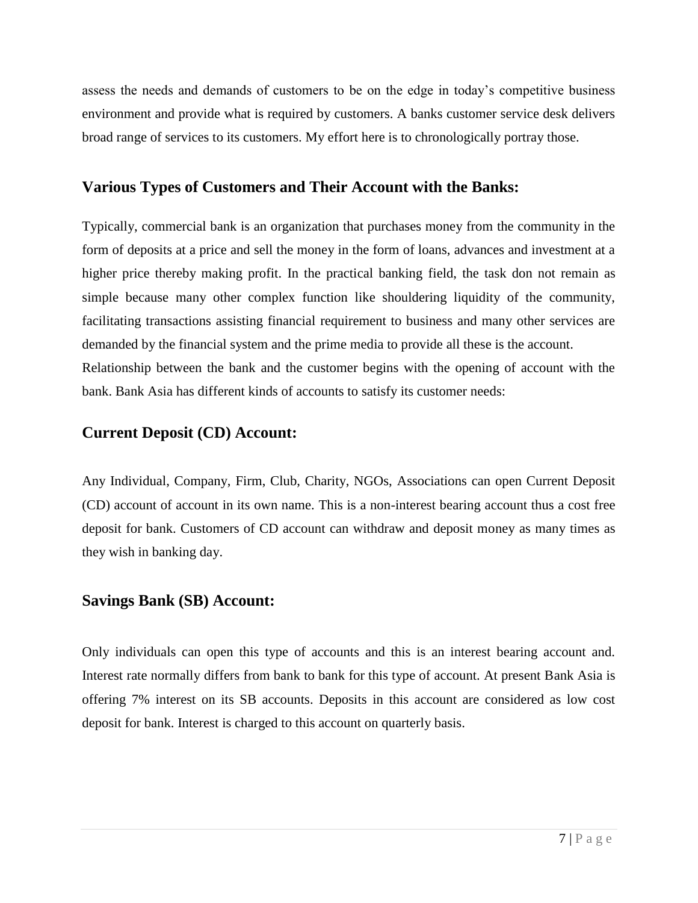assess the needs and demands of customers to be on the edge in today's competitive business environment and provide what is required by customers. A banks customer service desk delivers broad range of services to its customers. My effort here is to chronologically portray those.

## Various Types of Customers and Their Account with the Banks:

Typically, commercial bank is an organization that purchases money from the community in the form of deposits at a price and sell the money in the form of loans, advances and investment at a higher price thereby making profit. In the practical banking field, the task don not remain as simple because many other complex function like shouldering liquidity of the community, facilitating transactions assisting financial requirement to business and many other services are demanded by the financial system and the prime media to provide all these is the account.
Relationship between the bank and the customer begins with the opening of account with the bank. Bank Asia has different kinds of accounts to satisfy its customer needs:

## Current Deposit (CD) Account:

Any Individual, Company, Firm, Club, Charity, NGOs, Associations can open Current Deposit (CD) account of account in its own name. This is a non-interest bearing account thus a cost free deposit for bank. Customers of CD account can withdraw and deposit money as many times as they wish in banking day.

## Savings Bank (SB) Account:

Only individuals can open this type of accounts and this is an interest bearing account and. Interest rate normally differs from bank to bank for this type of account. At present Bank Asia is offering 7% interest on its SB accounts. Deposits in this account are considered as low cost deposit for bank. Interest is charged to this account on quarterly basis.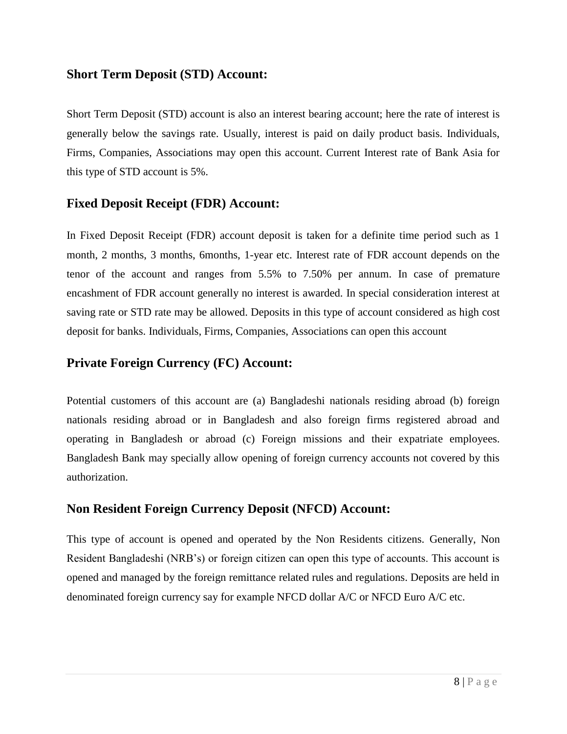## Short Term Deposit (STD) Account:

Short Term Deposit (STD) account is also an interest bearing account; here the rate of interest is generally below the savings rate. Usually, interest is paid on daily product basis. Individuals, Firms, Companies, Associations may open this account. Current Interest rate of Bank Asia for this type of STD account is 5%.

## Fixed Deposit Receipt (FDR) Account:

In Fixed Deposit Receipt (FDR) account deposit is taken for a definite time period such as 1 month, 2 months, 3 months, 6months, 1-year etc. Interest rate of FDR account depends on the tenor of the account and ranges from 5.5% to 7.50% per annum. In case of premature encashment of FDR account generally no interest is awarded. In special consideration interest at saving rate or STD rate may be allowed. Deposits in this type of account considered as high cost deposit for banks. Individuals, Firms, Companies, Associations can open this account

## Private Foreign Currency (FC) Account:

Potential customers of this account are (a) Bangladeshi nationals residing abroad (b) foreign nationals residing abroad or in Bangladesh and also foreign firms registered abroad and operating in Bangladesh or abroad (c) Foreign missions and their expatriate employees. Bangladesh Bank may specially allow opening of foreign currency accounts not covered by this authorization.

## Non Resident Foreign Currency Deposit (NFCD) Account:

This type of account is opened and operated by the Non Residents citizens. Generally, Non Resident Bangladeshi (NRB's) or foreign citizen can open this type of accounts. This account is opened and managed by the foreign remittance related rules and regulations. Deposits are held in denominated foreign currency say for example NFCD dollar A/C or NFCD Euro A/C etc.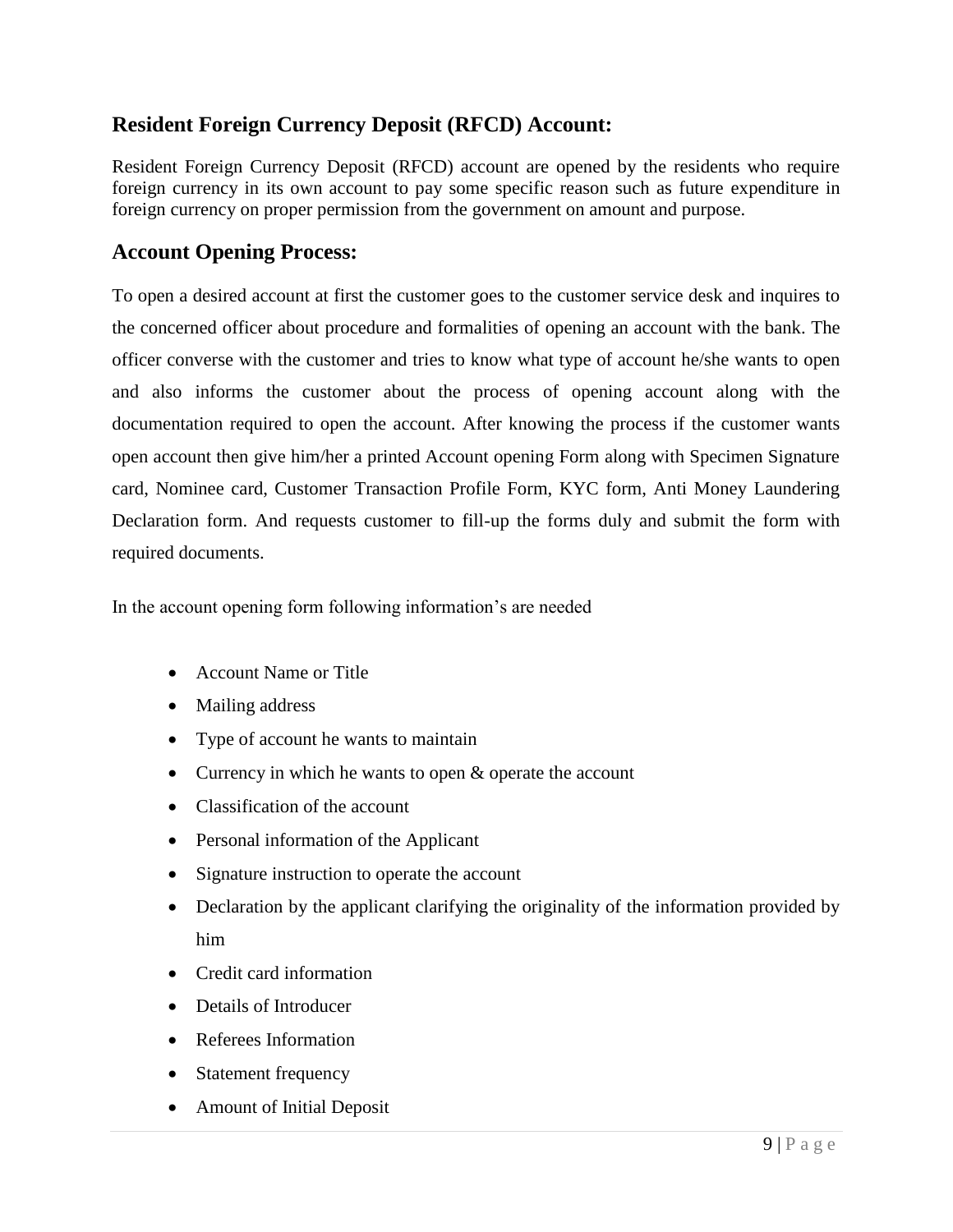## Resident Foreign Currency Deposit (RFCD) Account:

Resident Foreign Currency Deposit (RFCD) account are opened by the residents who require foreign currency in its own account to pay some specific reason such as future expenditure in foreign currency on proper permission from the government on amount and purpose.

## Account Opening Process:

To open a desired account at first the customer goes to the customer service desk and inquires to the concerned officer about procedure and formalities of opening an account with the bank. The officer converse with the customer and tries to know what type of account he/she wants to open and also informs the customer about the process of opening account along with the documentation required to open the account. After knowing the process if the customer wants open account then give him/her a printed Account opening Form along with Specimen Signature card, Nominee card, Customer Transaction Profile Form, KYC form, Anti Money Laundering Declaration form. And requests customer to fill-up the forms duly and submit the form with required documents.

In the account opening form following information's are needed

- Account Name or Title
- Mailing address
- Type of account he wants to maintain
- Currency in which he wants to open & operate the account
- Classification of the account
- Personal information of the Applicant
- Signature instruction to operate the account
- Declaration by the applicant clarifying the originality of the information provided by him
- Credit card information
- Details of Introducer
- Referees Information
- Statement frequency
- Amount of Initial Deposit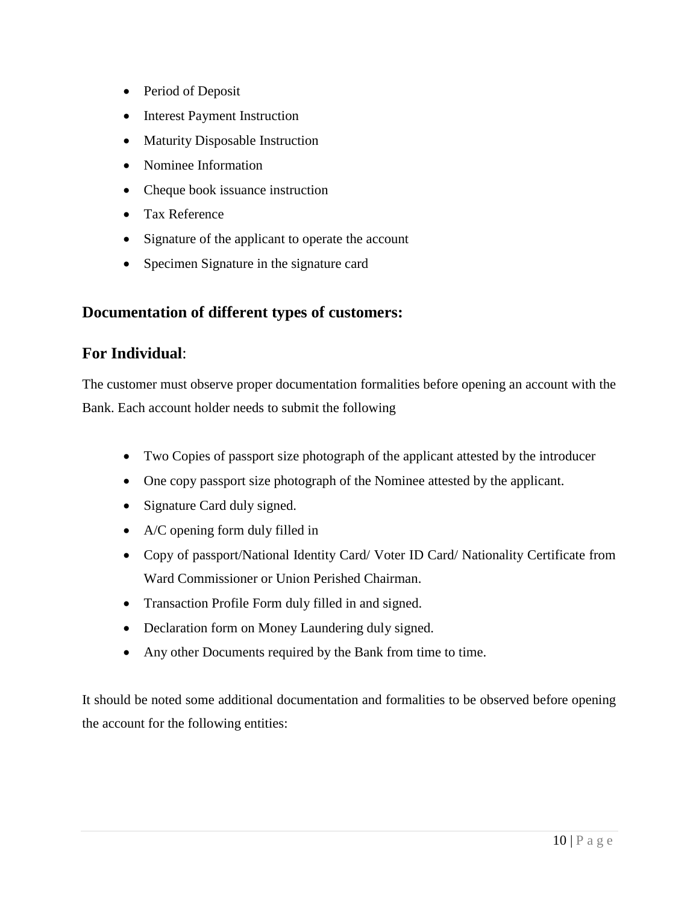- Period of Deposit
- Interest Payment Instruction
- Maturity Disposable Instruction
- Nominee Information
- Cheque book issuance instruction
- Tax Reference
- Signature of the applicant to operate the account
- Specimen Signature in the signature card

## Documentation of different types of customers:

## For Individual:

The customer must observe proper documentation formalities before opening an account with the Bank. Each account holder needs to submit the following

- Two Copies of passport size photograph of the applicant attested by the introducer
- One copy passport size photograph of the Nominee attested by the applicant.
- Signature Card duly signed.
- A/C opening form duly filled in
- Copy of passport/National Identity Card/ Voter ID Card/ Nationality Certificate from Ward Commissioner or Union Perished Chairman.
- Transaction Profile Form duly filled in and signed.
- Declaration form on Money Laundering duly signed.
- Any other Documents required by the Bank from time to time.

It should be noted some additional documentation and formalities to be observed before opening the account for the following entities: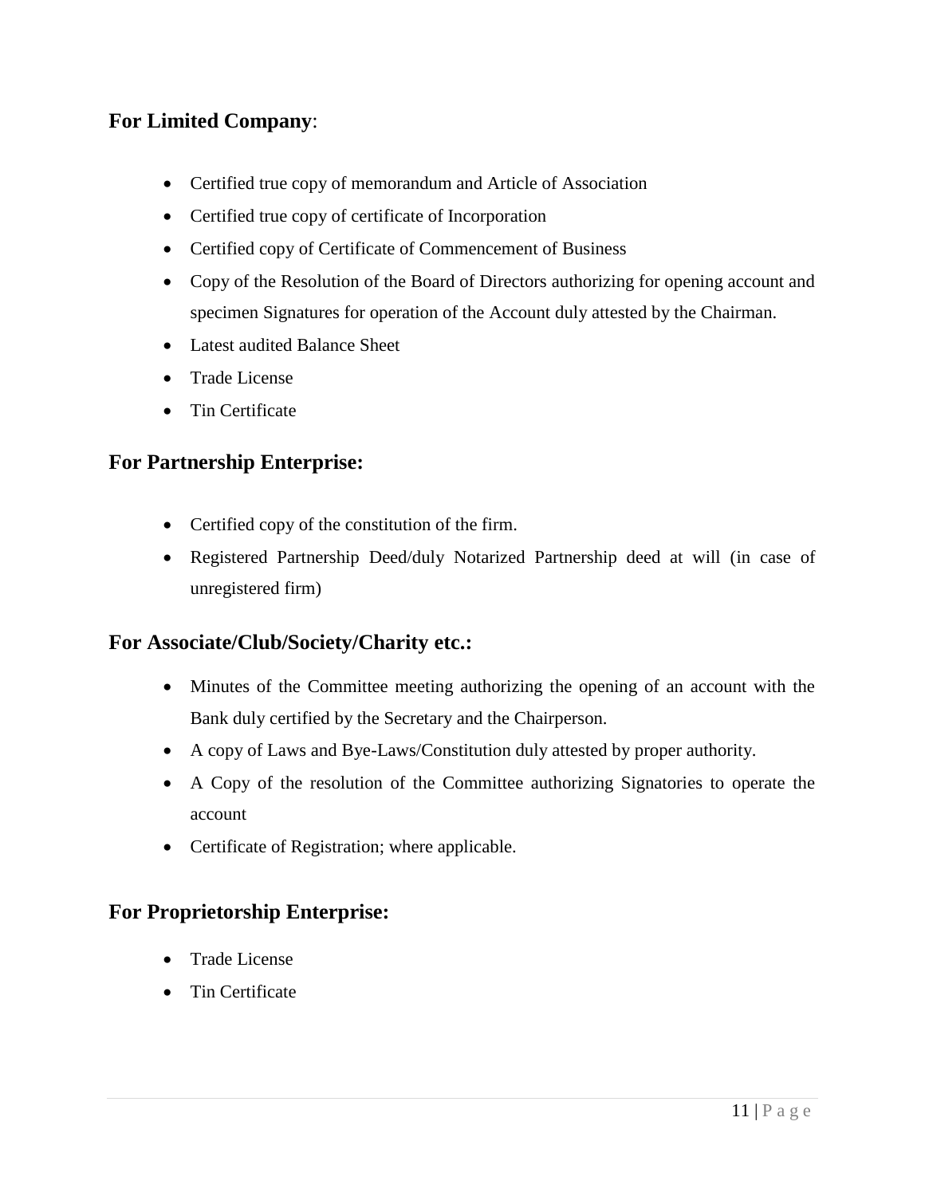**For Limited Company**:

- Certified true copy of memorandum and Article of Association
- Certified true copy of certificate of Incorporation
- Certified copy of Certificate of Commencement of Business
- Copy of the Resolution of the Board of Directors authorizing for opening account and specimen Signatures for operation of the Account duly attested by the Chairman.
- Latest audited Balance Sheet
- Trade License
- Tin Certificate

## For Partnership Enterprise:

- Certified copy of the constitution of the firm.
- Registered Partnership Deed/duly Notarized Partnership deed at will (in case of unregistered firm)

## For Associate/Club/Society/Charity etc.:

- Minutes of the Committee meeting authorizing the opening of an account with the Bank duly certified by the Secretary and the Chairperson.
- A copy of Laws and Bye-Laws/Constitution duly attested by proper authority.
- A Copy of the resolution of the Committee authorizing Signatories to operate the account
- Certificate of Registration; where applicable.

## For Proprietorship Enterprise:

- Trade License
- Tin Certificate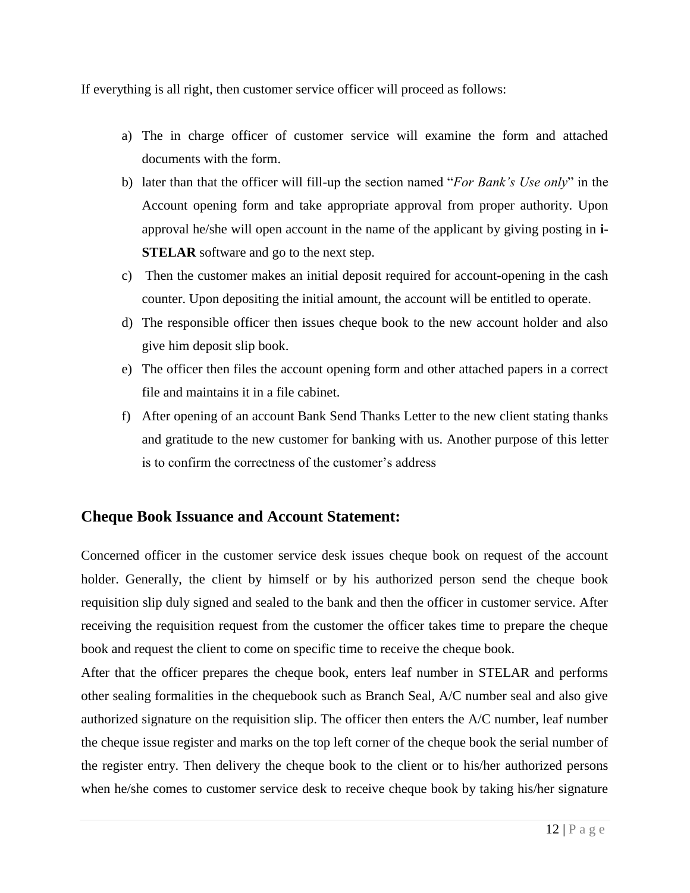If everything is all right, then customer service officer will proceed as follows:

a) The in charge officer of customer service will examine the form and attached documents with the form.
b) later than that the officer will fill-up the section named "*For Bank's Use only*" in the Account opening form and take appropriate approval from proper authority. Upon approval he/she will open account in the name of the applicant by giving posting in **i-STELAR** software and go to the next step.
c) Then the customer makes an initial deposit required for account-opening in the cash counter. Upon depositing the initial amount, the account will be entitled to operate.
d) The responsible officer then issues cheque book to the new account holder and also give him deposit slip book.
e) The officer then files the account opening form and other attached papers in a correct file and maintains it in a file cabinet.
f) After opening of an account Bank Send Thanks Letter to the new client stating thanks and gratitude to the new customer for banking with us. Another purpose of this letter is to confirm the correctness of the customer's address

## Cheque Book Issuance and Account Statement:

Concerned officer in the customer service desk issues cheque book on request of the account holder. Generally, the client by himself or by his authorized person send the cheque book requisition slip duly signed and sealed to the bank and then the officer in customer service. After receiving the requisition request from the customer the officer takes time to prepare the cheque book and request the client to come on specific time to receive the cheque book.

After that the officer prepares the cheque book, enters leaf number in STELAR and performs other sealing formalities in the chequebook such as Branch Seal, A/C number seal and also give authorized signature on the requisition slip. The officer then enters the A/C number, leaf number the cheque issue register and marks on the top left corner of the cheque book the serial number of the register entry. Then delivery the cheque book to the client or to his/her authorized persons when he/she comes to customer service desk to receive cheque book by taking his/her signature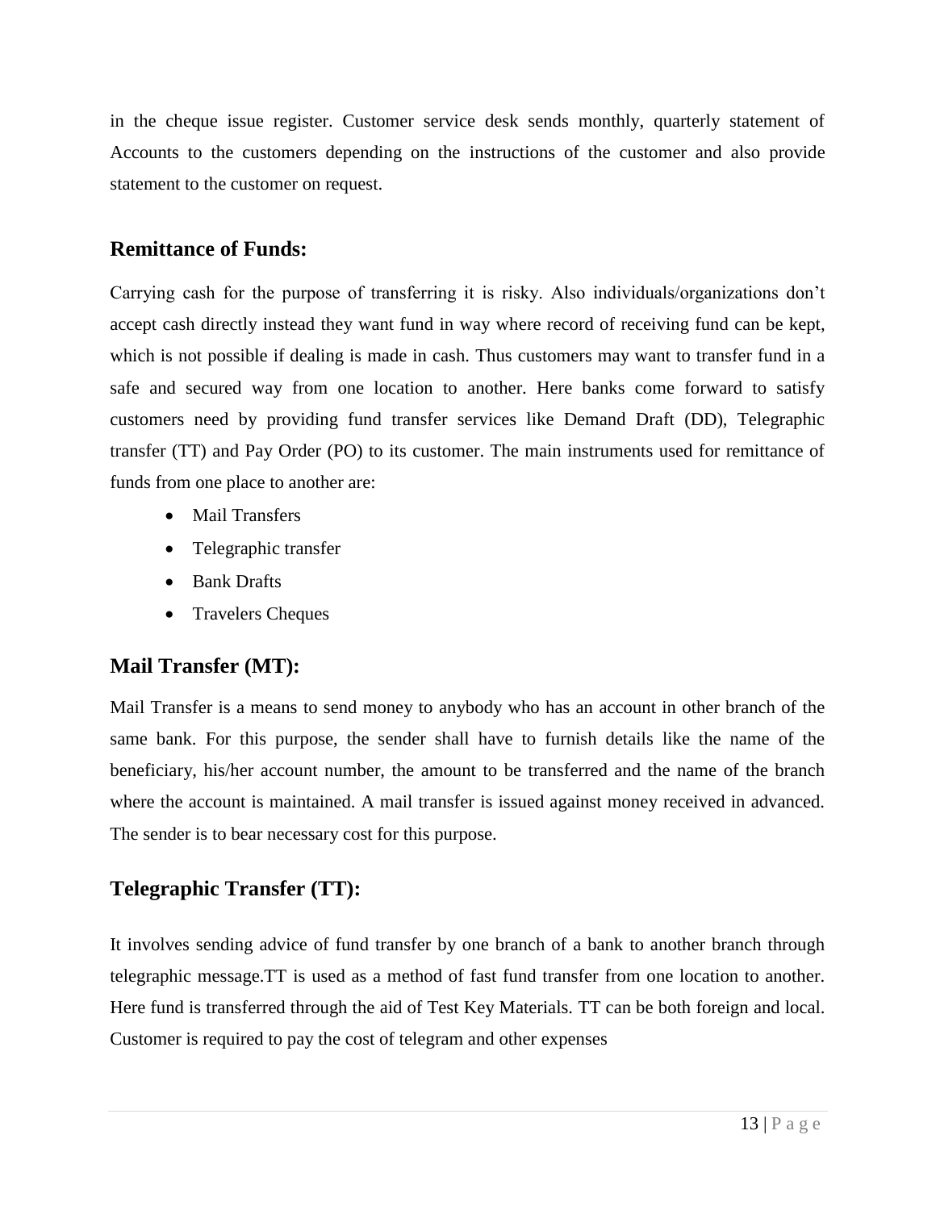in the cheque issue register. Customer service desk sends monthly, quarterly statement of Accounts to the customers depending on the instructions of the customer and also provide statement to the customer on request.

## Remittance of Funds:

Carrying cash for the purpose of transferring it is risky. Also individuals/organizations don't accept cash directly instead they want fund in way where record of receiving fund can be kept, which is not possible if dealing is made in cash. Thus customers may want to transfer fund in a safe and secured way from one location to another. Here banks come forward to satisfy customers need by providing fund transfer services like Demand Draft (DD), Telegraphic transfer (TT) and Pay Order (PO) to its customer. The main instruments used for remittance of funds from one place to another are:

- Mail Transfers
- Telegraphic transfer
- Bank Drafts
- Travelers Cheques

## Mail Transfer (MT):

Mail Transfer is a means to send money to anybody who has an account in other branch of the same bank. For this purpose, the sender shall have to furnish details like the name of the beneficiary, his/her account number, the amount to be transferred and the name of the branch where the account is maintained. A mail transfer is issued against money received in advanced. The sender is to bear necessary cost for this purpose.

## Telegraphic Transfer (TT):

It involves sending advice of fund transfer by one branch of a bank to another branch through telegraphic message.TT is used as a method of fast fund transfer from one location to another. Here fund is transferred through the aid of Test Key Materials. TT can be both foreign and local. Customer is required to pay the cost of telegram and other expenses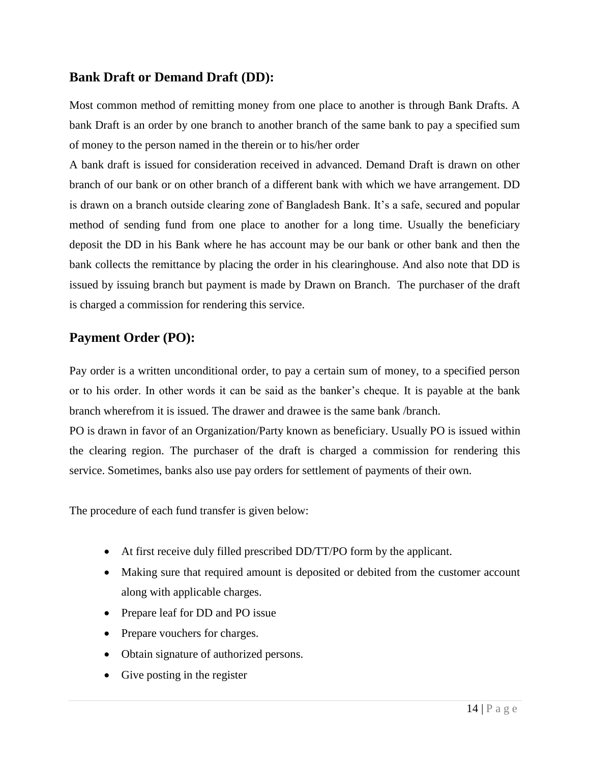## Bank Draft or Demand Draft (DD):

Most common method of remitting money from one place to another is through Bank Drafts. A bank Draft is an order by one branch to another branch of the same bank to pay a specified sum of money to the person named in the therein or to his/her order

A bank draft is issued for consideration received in advanced. Demand Draft is drawn on other branch of our bank or on other branch of a different bank with which we have arrangement. DD is drawn on a branch outside clearing zone of Bangladesh Bank. It's a safe, secured and popular method of sending fund from one place to another for a long time. Usually the beneficiary deposit the DD in his Bank where he has account may be our bank or other bank and then the bank collects the remittance by placing the order in his clearinghouse. And also note that DD is issued by issuing branch but payment is made by Drawn on Branch. The purchaser of the draft is charged a commission for rendering this service.

## Payment Order (PO):

Pay order is a written unconditional order, to pay a certain sum of money, to a specified person or to his order. In other words it can be said as the banker's cheque. It is payable at the bank branch wherefrom it is issued. The drawer and drawee is the same bank /branch.

PO is drawn in favor of an Organization/Party known as beneficiary. Usually PO is issued within the clearing region. The purchaser of the draft is charged a commission for rendering this service. Sometimes, banks also use pay orders for settlement of payments of their own.

The procedure of each fund transfer is given below:

- At first receive duly filled prescribed DD/TT/PO form by the applicant.
- Making sure that required amount is deposited or debited from the customer account along with applicable charges.
- Prepare leaf for DD and PO issue
- Prepare vouchers for charges.
- Obtain signature of authorized persons.
- Give posting in the register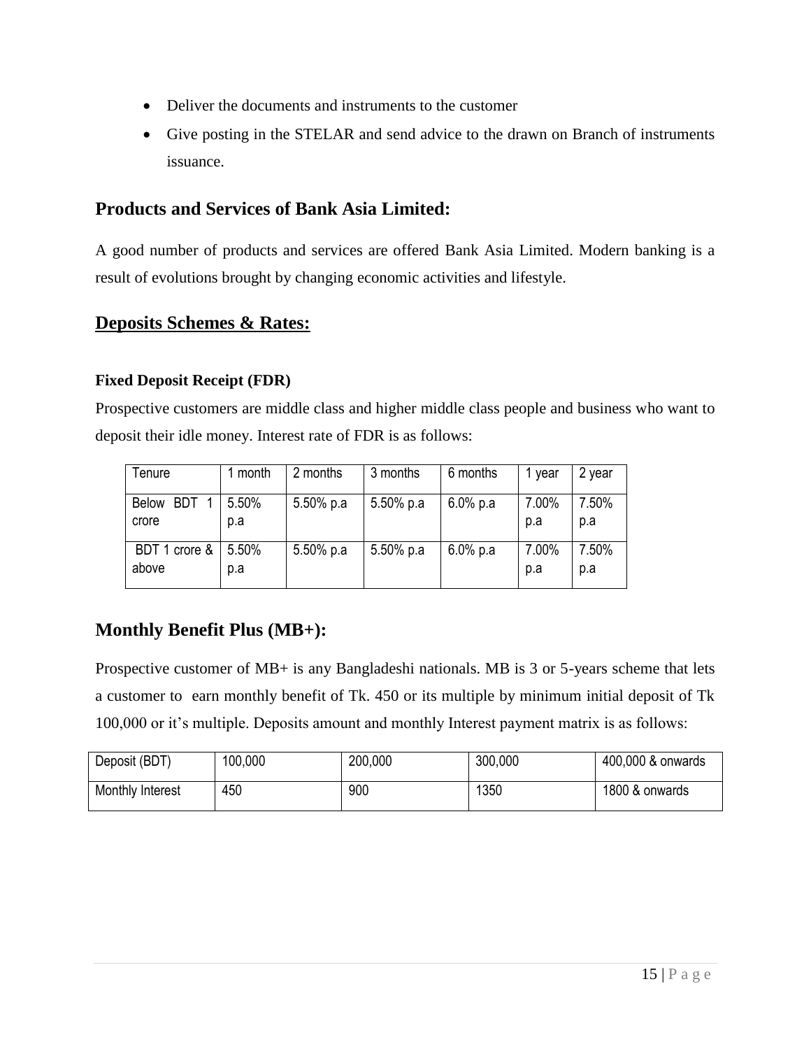- Deliver the documents and instruments to the customer
- Give posting in the STELAR and send advice to the drawn on Branch of instruments issuance.

## Products and Services of Bank Asia Limited:

A good number of products and services are offered Bank Asia Limited. Modern banking is a result of evolutions brought by changing economic activities and lifestyle.

## Deposits Schemes & Rates:

### Fixed Deposit Receipt (FDR)

Prospective customers are middle class and higher middle class people and business who want to deposit their idle money. Interest rate of FDR is as follows:

| Tenure | 1 month | 2 months | 3 months | 6 months | 1 year | 2 year |
|---|---|---|---|---|---|---|
| Below BDT 1 crore | 5.50% p.a | 5.50% p.a | 5.50% p.a | 6.0% p.a | 7.00% p.a | 7.50% p.a |
| BDT 1 crore & above | 5.50% p.a | 5.50% p.a | 5.50% p.a | 6.0% p.a | 7.00% p.a | 7.50% p.a |

## Monthly Benefit Plus (MB+):

Prospective customer of MB+ is any Bangladeshi nationals. MB is 3 or 5-years scheme that lets a customer to earn monthly benefit of Tk. 450 or its multiple by minimum initial deposit of Tk 100,000 or it's multiple. Deposits amount and monthly Interest payment matrix is as follows:

| Deposit (BDT) | 100,000 | 200,000 | 300,000 | 400,000 & onwards |
|---|---|---|---|---|
| Monthly Interest | 450 | 900 | 1350 | 1800 & onwards |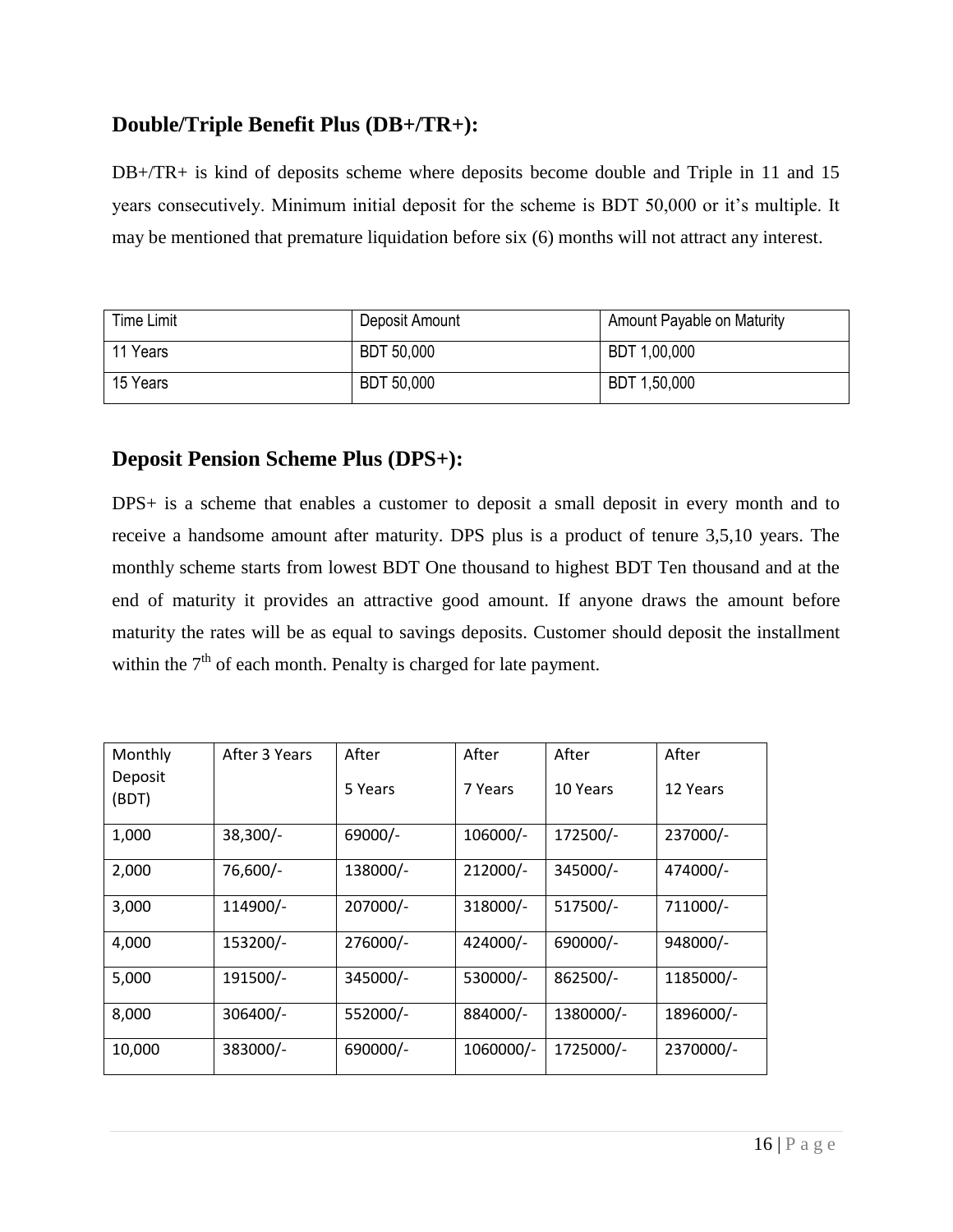## Double/Triple Benefit Plus (DB+/TR+):

DB+/TR+ is kind of deposits scheme where deposits become double and Triple in 11 and 15 years consecutively. Minimum initial deposit for the scheme is BDT 50,000 or it's multiple. It may be mentioned that premature liquidation before six (6) months will not attract any interest.

| Time Limit | Deposit Amount | Amount Payable on Maturity |
|---|---|---|
| 11 Years | BDT 50,000 | BDT 1,00,000 |
| 15 Years | BDT 50,000 | BDT 1,50,000 |

## Deposit Pension Scheme Plus (DPS+):

DPS+ is a scheme that enables a customer to deposit a small deposit in every month and to receive a handsome amount after maturity. DPS plus is a product of tenure 3,5,10 years. The monthly scheme starts from lowest BDT One thousand to highest BDT Ten thousand and at the end of maturity it provides an attractive good amount. If anyone draws the amount before maturity the rates will be as equal to savings deposits. Customer should deposit the installment within the 7th of each month. Penalty is charged for late payment.

| Monthly Deposit (BDT) | After 3 Years | After 5 Years | After 7 Years | After 10 Years | After 12 Years |
|---|---|---|---|---|---|
| 1,000 | 38,300/- | 69000/- | 106000/- | 172500/- | 237000/- |
| 2,000 | 76,600/- | 138000/- | 212000/- | 345000/- | 474000/- |
| 3,000 | 114900/- | 207000/- | 318000/- | 517500/- | 711000/- |
| 4,000 | 153200/- | 276000/- | 424000/- | 690000/- | 948000/- |
| 5,000 | 191500/- | 345000/- | 530000/- | 862500/- | 1185000/- |
| 8,000 | 306400/- | 552000/- | 884000/- | 1380000/- | 1896000/- |
| 10,000 | 383000/- | 690000/- | 1060000/- | 1725000/- | 2370000/- |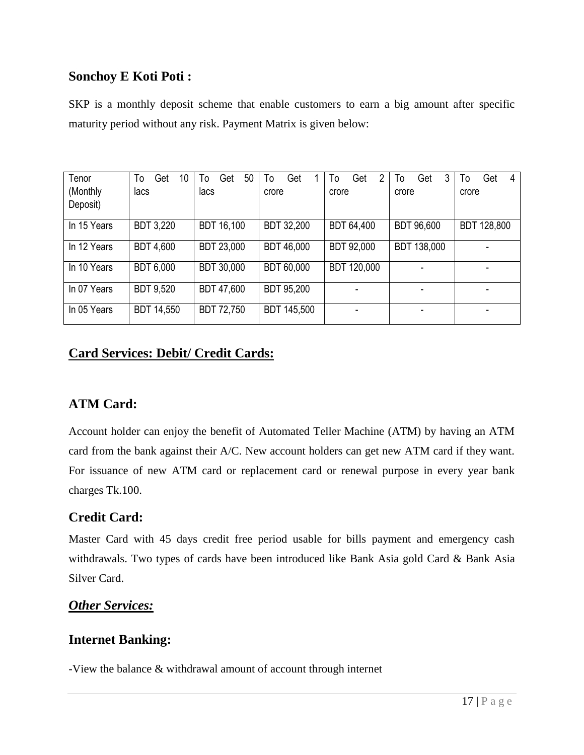## Sonchoy E Koti Poti :

SKP is a monthly deposit scheme that enable customers to earn a big amount after specific maturity period without any risk. Payment Matrix is given below:

| Tenor (Monthly Deposit) | To Get 10 lacs | To Get 50 lacs | To Get 1 crore | To Get 2 crore | To Get 3 crore | To Get 4 crore |
|---|---|---|---|---|---|---|
| In 15 Years | BDT 3,220 | BDT 16,100 | BDT 32,200 | BDT 64,400 | BDT 96,600 | BDT 128,800 |
| In 12 Years | BDT 4,600 | BDT 23,000 | BDT 46,000 | BDT 92,000 | BDT 138,000 | - |
| In 10 Years | BDT 6,000 | BDT 30,000 | BDT 60,000 | BDT 120,000 | - | - |
| In 07 Years | BDT 9,520 | BDT 47,600 | BDT 95,200 | - | - | - |
| In 05 Years | BDT 14,550 | BDT 72,750 | BDT 145,500 | - | - | - |

## Card Services: Debit/ Credit Cards:

### ATM Card:

Account holder can enjoy the benefit of Automated Teller Machine (ATM) by having an ATM card from the bank against their A/C. New account holders can get new ATM card if they want. For issuance of new ATM card or replacement card or renewal purpose in every year bank charges Tk.100.

### Credit Card:

Master Card with 45 days credit free period usable for bills payment and emergency cash withdrawals. Two types of cards have been introduced like Bank Asia gold Card & Bank Asia Silver Card.

## *Other Services:*

### Internet Banking:

-View the balance & withdrawal amount of account through internet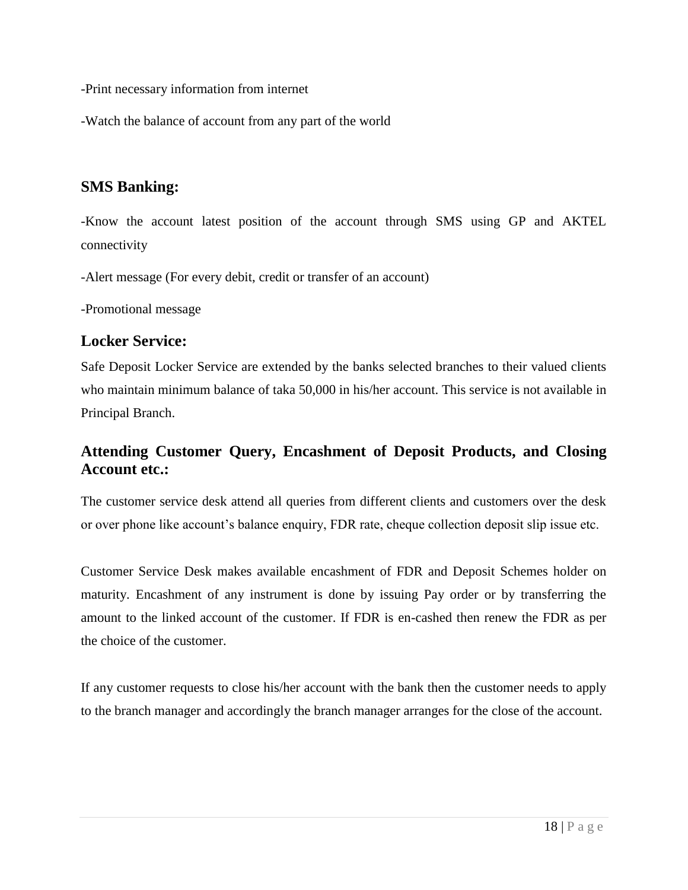-Print necessary information from internet

-Watch the balance of account from any part of the world

## SMS Banking:

-Know the account latest position of the account through SMS using GP and AKTEL connectivity

-Alert message (For every debit, credit or transfer of an account)

-Promotional message

## Locker Service:

Safe Deposit Locker Service are extended by the banks selected branches to their valued clients who maintain minimum balance of taka 50,000 in his/her account. This service is not available in Principal Branch.

## Attending Customer Query, Encashment of Deposit Products, and Closing Account etc.:

The customer service desk attend all queries from different clients and customers over the desk or over phone like account's balance enquiry, FDR rate, cheque collection deposit slip issue etc.

Customer Service Desk makes available encashment of FDR and Deposit Schemes holder on maturity. Encashment of any instrument is done by issuing Pay order or by transferring the amount to the linked account of the customer. If FDR is en-cashed then renew the FDR as per the choice of the customer.

If any customer requests to close his/her account with the bank then the customer needs to apply to the branch manager and accordingly the branch manager arranges for the close of the account.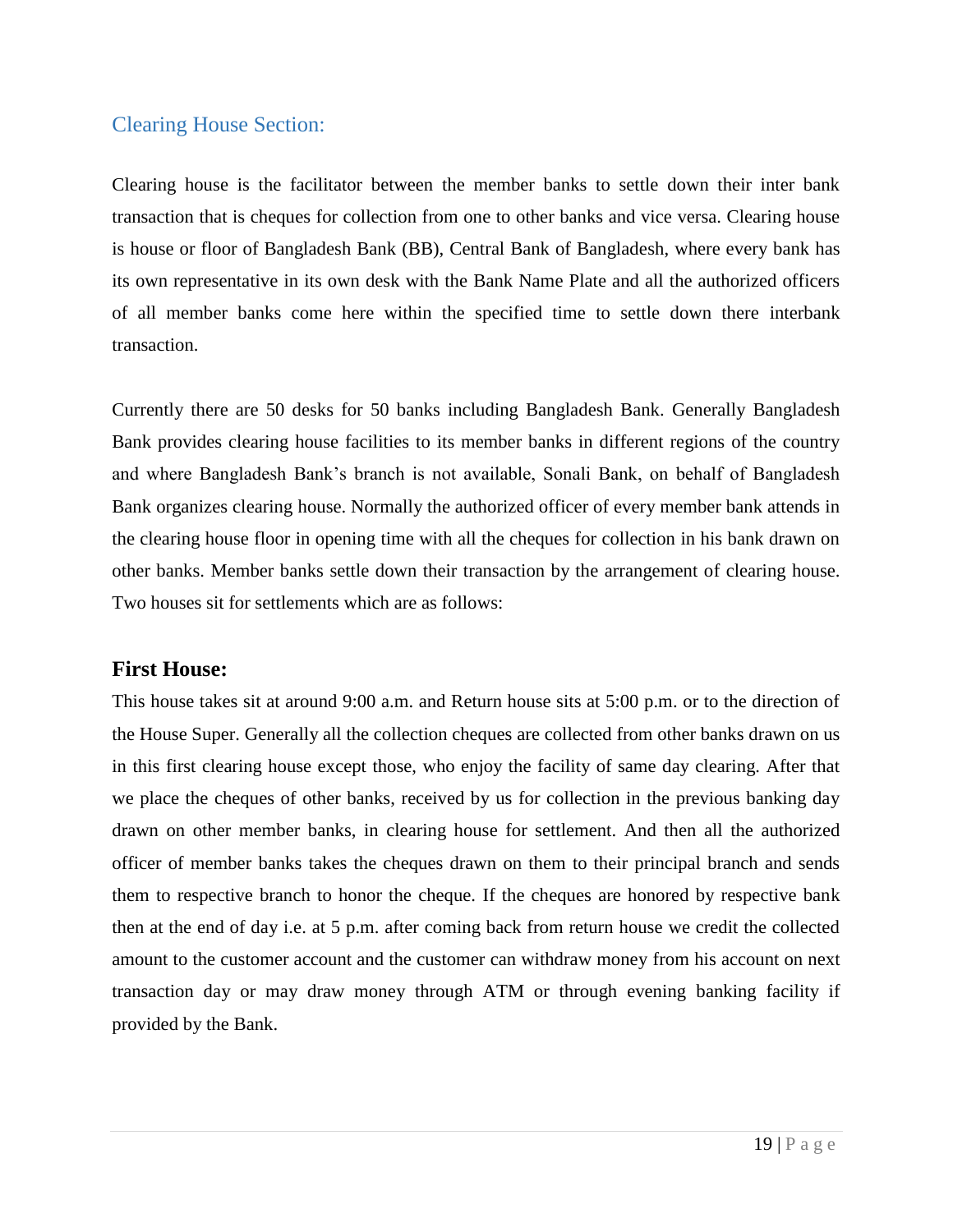## Clearing House Section:

Clearing house is the facilitator between the member banks to settle down their inter bank transaction that is cheques for collection from one to other banks and vice versa. Clearing house is house or floor of Bangladesh Bank (BB), Central Bank of Bangladesh, where every bank has its own representative in its own desk with the Bank Name Plate and all the authorized officers of all member banks come here within the specified time to settle down there interbank transaction.

Currently there are 50 desks for 50 banks including Bangladesh Bank. Generally Bangladesh Bank provides clearing house facilities to its member banks in different regions of the country and where Bangladesh Bank's branch is not available, Sonali Bank, on behalf of Bangladesh Bank organizes clearing house. Normally the authorized officer of every member bank attends in the clearing house floor in opening time with all the cheques for collection in his bank drawn on other banks. Member banks settle down their transaction by the arrangement of clearing house. Two houses sit for settlements which are as follows:

### First House:

This house takes sit at around 9:00 a.m. and Return house sits at 5:00 p.m. or to the direction of the House Super. Generally all the collection cheques are collected from other banks drawn on us in this first clearing house except those, who enjoy the facility of same day clearing. After that we place the cheques of other banks, received by us for collection in the previous banking day drawn on other member banks, in clearing house for settlement. And then all the authorized officer of member banks takes the cheques drawn on them to their principal branch and sends them to respective branch to honor the cheque. If the cheques are honored by respective bank then at the end of day i.e. at 5 p.m. after coming back from return house we credit the collected amount to the customer account and the customer can withdraw money from his account on next transaction day or may draw money through ATM or through evening banking facility if provided by the Bank.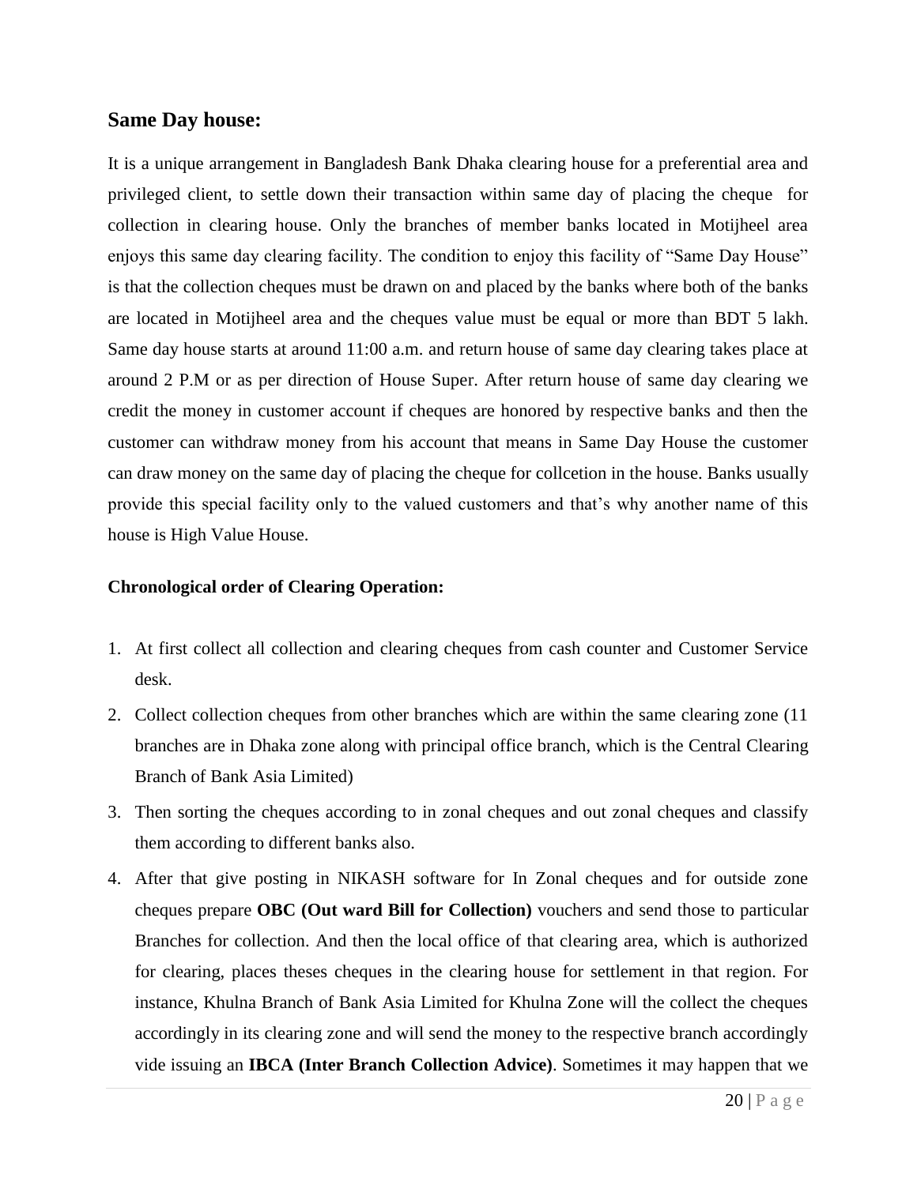## Same Day house:

It is a unique arrangement in Bangladesh Bank Dhaka clearing house for a preferential area and privileged client, to settle down their transaction within same day of placing the cheque for collection in clearing house. Only the branches of member banks located in Motijheel area enjoys this same day clearing facility. The condition to enjoy this facility of "Same Day House" is that the collection cheques must be drawn on and placed by the banks where both of the banks are located in Motijheel area and the cheques value must be equal or more than BDT 5 lakh. Same day house starts at around 11:00 a.m. and return house of same day clearing takes place at around 2 P.M or as per direction of House Super. After return house of same day clearing we credit the money in customer account if cheques are honored by respective banks and then the customer can withdraw money from his account that means in Same Day House the customer can draw money on the same day of placing the cheque for collcetion in the house. Banks usually provide this special facility only to the valued customers and that's why another name of this house is High Value House.

**Chronological order of Clearing Operation:**

1. At first collect all collection and clearing cheques from cash counter and Customer Service desk.
2. Collect collection cheques from other branches which are within the same clearing zone (11 branches are in Dhaka zone along with principal office branch, which is the Central Clearing Branch of Bank Asia Limited)
3. Then sorting the cheques according to in zonal cheques and out zonal cheques and classify them according to different banks also.
4. After that give posting in NIKASH software for In Zonal cheques and for outside zone cheques prepare **OBC (Out ward Bill for Collection)** vouchers and send those to particular Branches for collection. And then the local office of that clearing area, which is authorized for clearing, places theses cheques in the clearing house for settlement in that region. For instance, Khulna Branch of Bank Asia Limited for Khulna Zone will the collect the cheques accordingly in its clearing zone and will send the money to the respective branch accordingly vide issuing an **IBCA (Inter Branch Collection Advice)**. Sometimes it may happen that we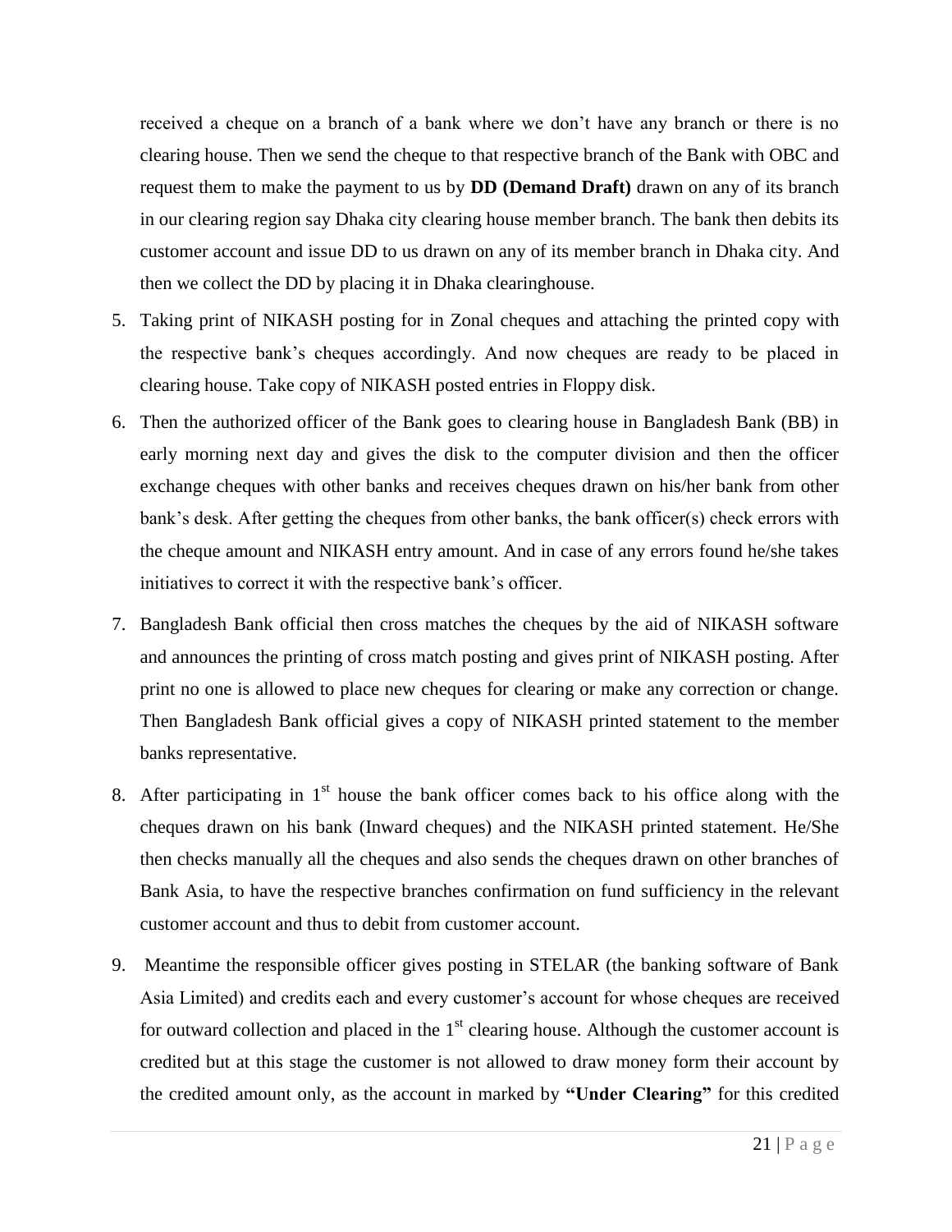received a cheque on a branch of a bank where we don't have any branch or there is no clearing house. Then we send the cheque to that respective branch of the Bank with OBC and request them to make the payment to us by **DD (Demand Draft)** drawn on any of its branch in our clearing region say Dhaka city clearing house member branch. The bank then debits its customer account and issue DD to us drawn on any of its member branch in Dhaka city. And then we collect the DD by placing it in Dhaka clearinghouse.

5. Taking print of NIKASH posting for in Zonal cheques and attaching the printed copy with the respective bank's cheques accordingly. And now cheques are ready to be placed in clearing house. Take copy of NIKASH posted entries in Floppy disk.
6. Then the authorized officer of the Bank goes to clearing house in Bangladesh Bank (BB) in early morning next day and gives the disk to the computer division and then the officer exchange cheques with other banks and receives cheques drawn on his/her bank from other bank's desk. After getting the cheques from other banks, the bank officer(s) check errors with the cheque amount and NIKASH entry amount. And in case of any errors found he/she takes initiatives to correct it with the respective bank's officer.
7. Bangladesh Bank official then cross matches the cheques by the aid of NIKASH software and announces the printing of cross match posting and gives print of NIKASH posting. After print no one is allowed to place new cheques for clearing or make any correction or change. Then Bangladesh Bank official gives a copy of NIKASH printed statement to the member banks representative.
8. After participating in 1st house the bank officer comes back to his office along with the cheques drawn on his bank (Inward cheques) and the NIKASH printed statement. He/She then checks manually all the cheques and also sends the cheques drawn on other branches of Bank Asia, to have the respective branches confirmation on fund sufficiency in the relevant customer account and thus to debit from customer account.
9. Meantime the responsible officer gives posting in STELAR (the banking software of Bank Asia Limited) and credits each and every customer's account for whose cheques are received for outward collection and placed in the 1st clearing house. Although the customer account is credited but at this stage the customer is not allowed to draw money form their account by the credited amount only, as the account in marked by **"Under Clearing"** for this credited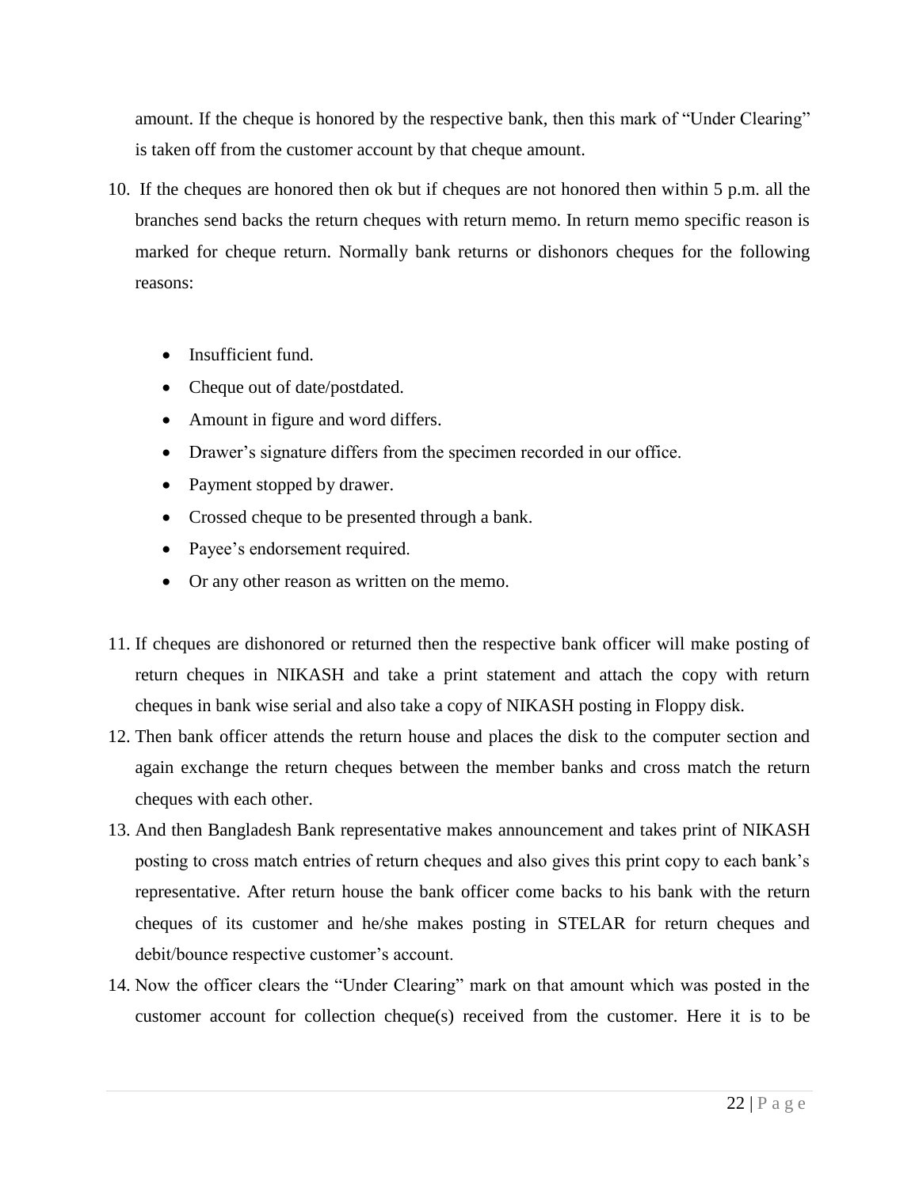amount. If the cheque is honored by the respective bank, then this mark of "Under Clearing" is taken off from the customer account by that cheque amount.

10. If the cheques are honored then ok but if cheques are not honored then within 5 p.m. all the branches send backs the return cheques with return memo. In return memo specific reason is marked for cheque return. Normally bank returns or dishonors cheques for the following reasons:

    - Insufficient fund.
    - Cheque out of date/postdated.
    - Amount in figure and word differs.
    - Drawer's signature differs from the specimen recorded in our office.
    - Payment stopped by drawer.
    - Crossed cheque to be presented through a bank.
    - Payee's endorsement required.
    - Or any other reason as written on the memo.

11. If cheques are dishonored or returned then the respective bank officer will make posting of return cheques in NIKASH and take a print statement and attach the copy with return cheques in bank wise serial and also take a copy of NIKASH posting in Floppy disk.
12. Then bank officer attends the return house and places the disk to the computer section and again exchange the return cheques between the member banks and cross match the return cheques with each other.
13. And then Bangladesh Bank representative makes announcement and takes print of NIKASH posting to cross match entries of return cheques and also gives this print copy to each bank's representative. After return house the bank officer come backs to his bank with the return cheques of its customer and he/she makes posting in STELAR for return cheques and debit/bounce respective customer's account.
14. Now the officer clears the "Under Clearing" mark on that amount which was posted in the customer account for collection cheque(s) received from the customer. Here it is to be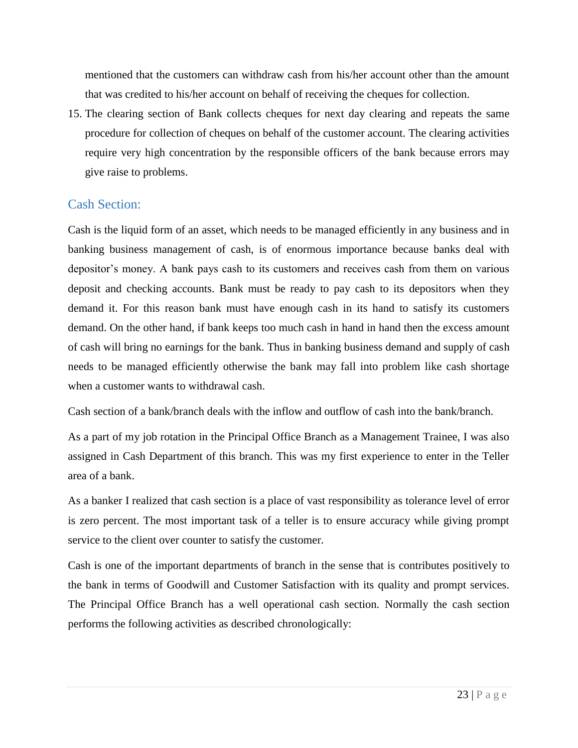mentioned that the customers can withdraw cash from his/her account other than the amount that was credited to his/her account on behalf of receiving the cheques for collection.

15. The clearing section of Bank collects cheques for next day clearing and repeats the same procedure for collection of cheques on behalf of the customer account. The clearing activities require very high concentration by the responsible officers of the bank because errors may give raise to problems.

## Cash Section:

Cash is the liquid form of an asset, which needs to be managed efficiently in any business and in banking business management of cash, is of enormous importance because banks deal with depositor's money. A bank pays cash to its customers and receives cash from them on various deposit and checking accounts. Bank must be ready to pay cash to its depositors when they demand it. For this reason bank must have enough cash in its hand to satisfy its customers demand. On the other hand, if bank keeps too much cash in hand in hand then the excess amount of cash will bring no earnings for the bank. Thus in banking business demand and supply of cash needs to be managed efficiently otherwise the bank may fall into problem like cash shortage when a customer wants to withdrawal cash.

Cash section of a bank/branch deals with the inflow and outflow of cash into the bank/branch.

As a part of my job rotation in the Principal Office Branch as a Management Trainee, I was also assigned in Cash Department of this branch. This was my first experience to enter in the Teller area of a bank.

As a banker I realized that cash section is a place of vast responsibility as tolerance level of error is zero percent. The most important task of a teller is to ensure accuracy while giving prompt service to the client over counter to satisfy the customer.

Cash is one of the important departments of branch in the sense that is contributes positively to the bank in terms of Goodwill and Customer Satisfaction with its quality and prompt services. The Principal Office Branch has a well operational cash section. Normally the cash section performs the following activities as described chronologically: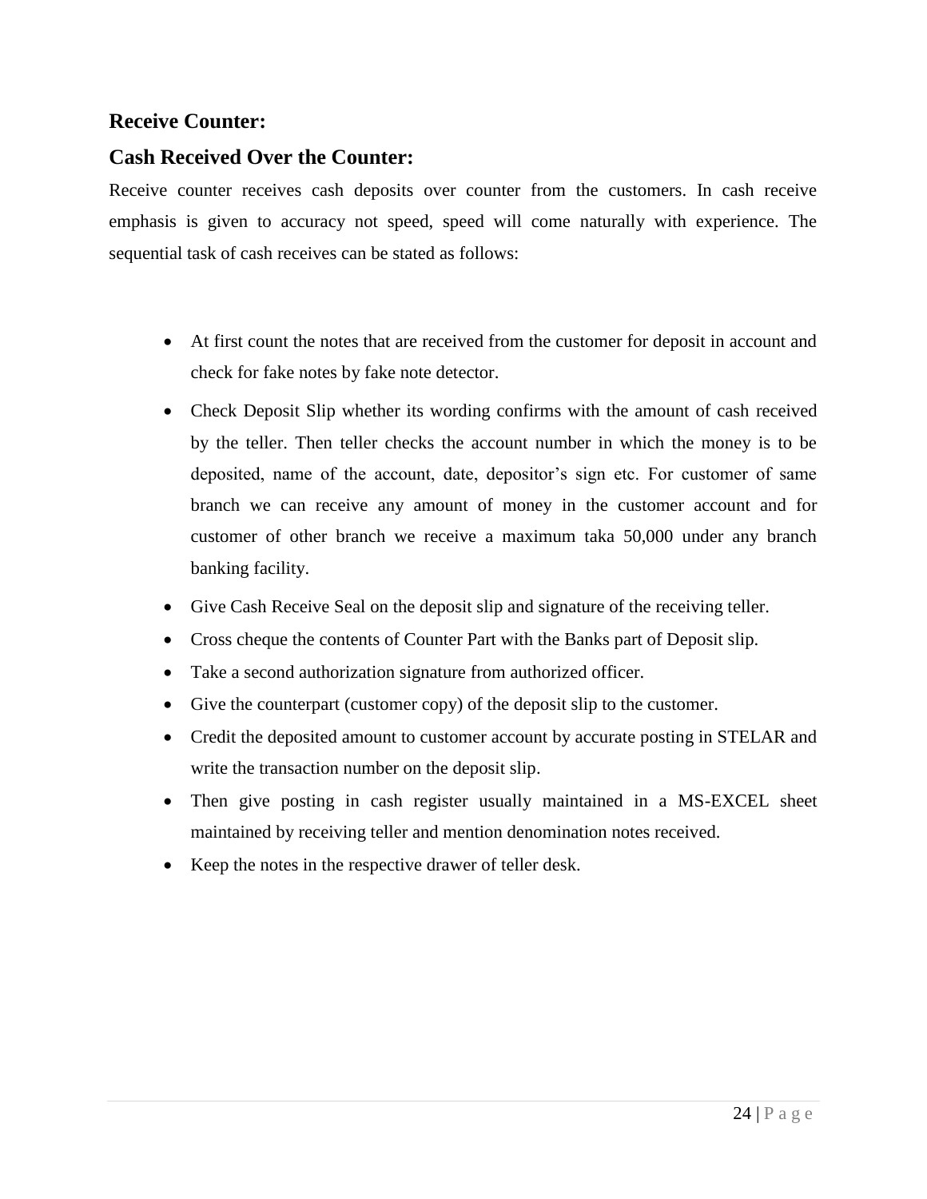## Receive Counter:

## Cash Received Over the Counter:

Receive counter receives cash deposits over counter from the customers. In cash receive emphasis is given to accuracy not speed, speed will come naturally with experience. The sequential task of cash receives can be stated as follows:

- At first count the notes that are received from the customer for deposit in account and check for fake notes by fake note detector.
- Check Deposit Slip whether its wording confirms with the amount of cash received by the teller. Then teller checks the account number in which the money is to be deposited, name of the account, date, depositor's sign etc. For customer of same branch we can receive any amount of money in the customer account and for customer of other branch we receive a maximum taka 50,000 under any branch banking facility.
- Give Cash Receive Seal on the deposit slip and signature of the receiving teller.
- Cross cheque the contents of Counter Part with the Banks part of Deposit slip.
- Take a second authorization signature from authorized officer.
- Give the counterpart (customer copy) of the deposit slip to the customer.
- Credit the deposited amount to customer account by accurate posting in STELAR and write the transaction number on the deposit slip.
- Then give posting in cash register usually maintained in a MS-EXCEL sheet maintained by receiving teller and mention denomination notes received.
- Keep the notes in the respective drawer of teller desk.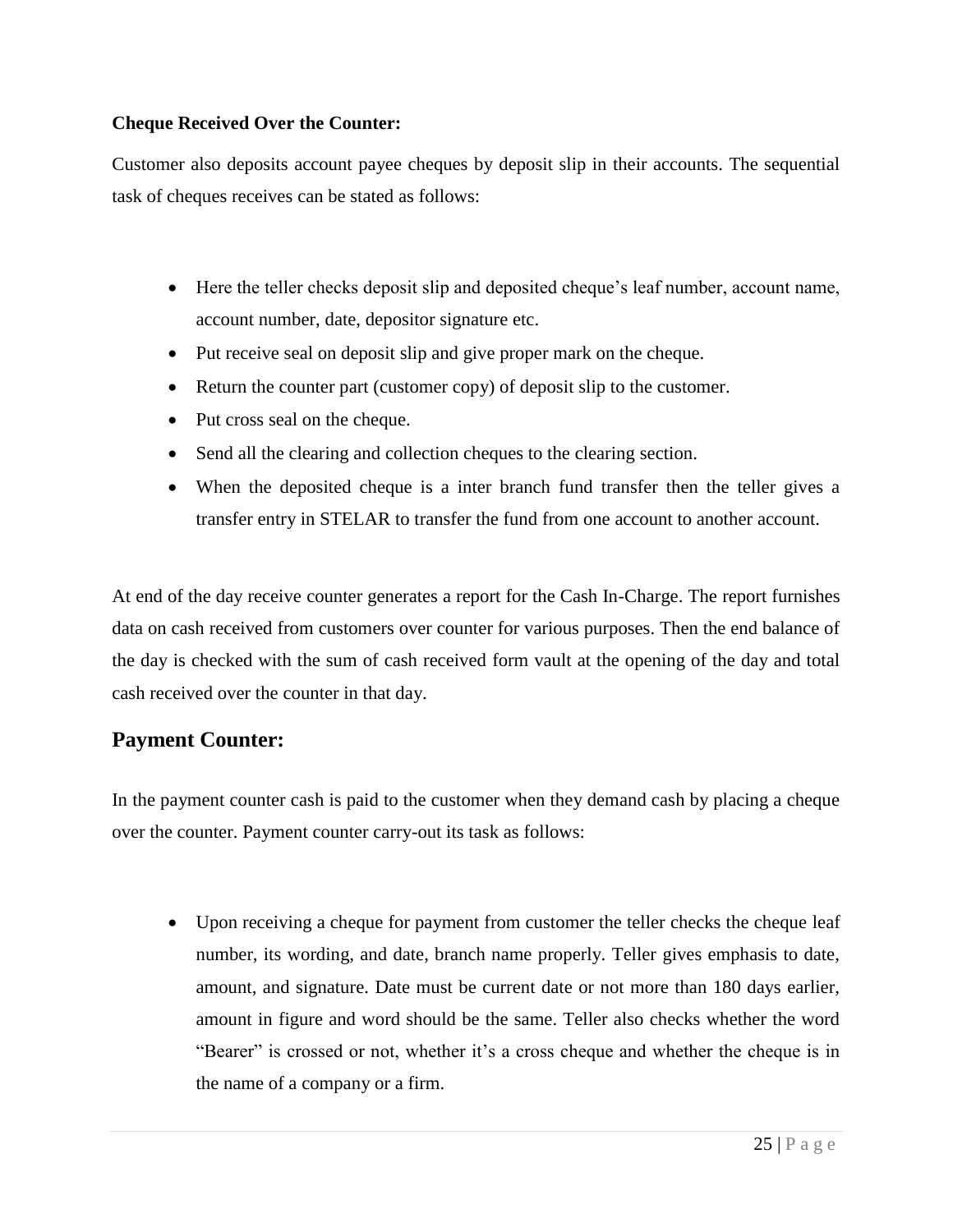**Cheque Received Over the Counter:**

Customer also deposits account payee cheques by deposit slip in their accounts. The sequential task of cheques receives can be stated as follows:

- Here the teller checks deposit slip and deposited cheque's leaf number, account name, account number, date, depositor signature etc.
- Put receive seal on deposit slip and give proper mark on the cheque.
- Return the counter part (customer copy) of deposit slip to the customer.
- Put cross seal on the cheque.
- Send all the clearing and collection cheques to the clearing section.
- When the deposited cheque is a inter branch fund transfer then the teller gives a transfer entry in STELAR to transfer the fund from one account to another account.

At end of the day receive counter generates a report for the Cash In-Charge. The report furnishes data on cash received from customers over counter for various purposes. Then the end balance of the day is checked with the sum of cash received form vault at the opening of the day and total cash received over the counter in that day.

## Payment Counter:

In the payment counter cash is paid to the customer when they demand cash by placing a cheque over the counter. Payment counter carry-out its task as follows:

- Upon receiving a cheque for payment from customer the teller checks the cheque leaf number, its wording, and date, branch name properly. Teller gives emphasis to date, amount, and signature. Date must be current date or not more than 180 days earlier, amount in figure and word should be the same. Teller also checks whether the word "Bearer" is crossed or not, whether it's a cross cheque and whether the cheque is in the name of a company or a firm.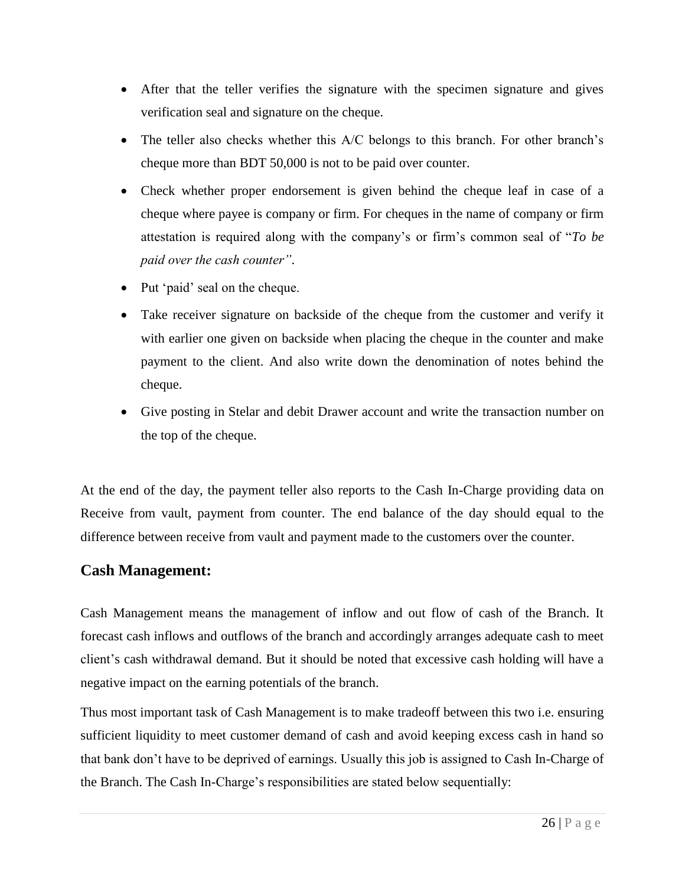- After that the teller verifies the signature with the specimen signature and gives verification seal and signature on the cheque.
- The teller also checks whether this A/C belongs to this branch. For other branch's cheque more than BDT 50,000 is not to be paid over counter.
- Check whether proper endorsement is given behind the cheque leaf in case of a cheque where payee is company or firm. For cheques in the name of company or firm attestation is required along with the company's or firm's common seal of "*To be paid over the cash counter"*.
- Put 'paid' seal on the cheque.
- Take receiver signature on backside of the cheque from the customer and verify it with earlier one given on backside when placing the cheque in the counter and make payment to the client. And also write down the denomination of notes behind the cheque.
- Give posting in Stelar and debit Drawer account and write the transaction number on the top of the cheque.

At the end of the day, the payment teller also reports to the Cash In-Charge providing data on Receive from vault, payment from counter. The end balance of the day should equal to the difference between receive from vault and payment made to the customers over the counter.

## Cash Management:

Cash Management means the management of inflow and out flow of cash of the Branch. It forecast cash inflows and outflows of the branch and accordingly arranges adequate cash to meet client's cash withdrawal demand. But it should be noted that excessive cash holding will have a negative impact on the earning potentials of the branch.

Thus most important task of Cash Management is to make tradeoff between this two i.e. ensuring sufficient liquidity to meet customer demand of cash and avoid keeping excess cash in hand so that bank don't have to be deprived of earnings. Usually this job is assigned to Cash In-Charge of the Branch. The Cash In-Charge's responsibilities are stated below sequentially: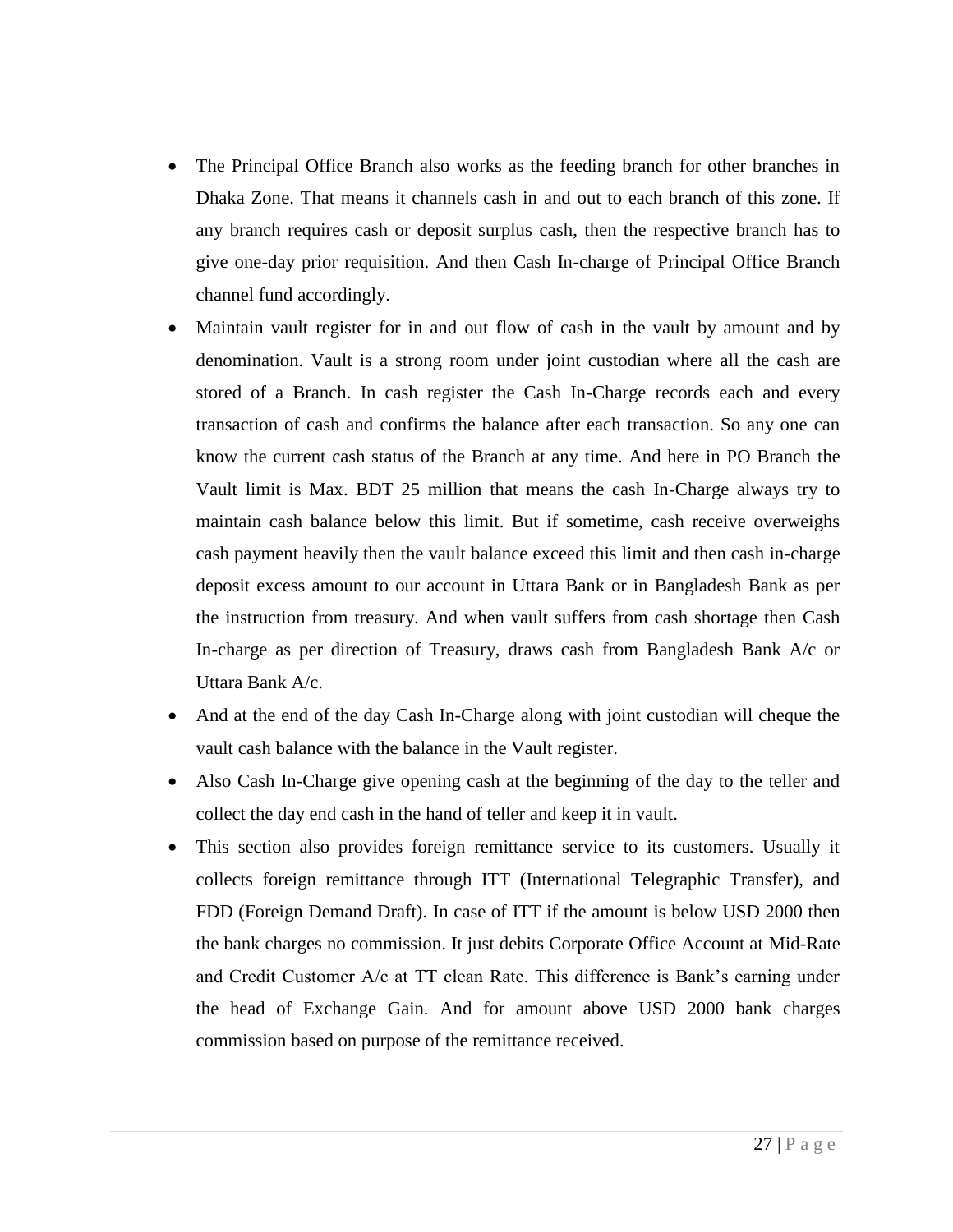- The Principal Office Branch also works as the feeding branch for other branches in Dhaka Zone. That means it channels cash in and out to each branch of this zone. If any branch requires cash or deposit surplus cash, then the respective branch has to give one-day prior requisition. And then Cash In-charge of Principal Office Branch channel fund accordingly.
- Maintain vault register for in and out flow of cash in the vault by amount and by denomination. Vault is a strong room under joint custodian where all the cash are stored of a Branch. In cash register the Cash In-Charge records each and every transaction of cash and confirms the balance after each transaction. So any one can know the current cash status of the Branch at any time. And here in PO Branch the Vault limit is Max. BDT 25 million that means the cash In-Charge always try to maintain cash balance below this limit. But if sometime, cash receive overweighs cash payment heavily then the vault balance exceed this limit and then cash in-charge deposit excess amount to our account in Uttara Bank or in Bangladesh Bank as per the instruction from treasury. And when vault suffers from cash shortage then Cash In-charge as per direction of Treasury, draws cash from Bangladesh Bank A/c or Uttara Bank A/c.
- And at the end of the day Cash In-Charge along with joint custodian will cheque the vault cash balance with the balance in the Vault register.
- Also Cash In-Charge give opening cash at the beginning of the day to the teller and collect the day end cash in the hand of teller and keep it in vault.
- This section also provides foreign remittance service to its customers. Usually it collects foreign remittance through ITT (International Telegraphic Transfer), and FDD (Foreign Demand Draft). In case of ITT if the amount is below USD 2000 then the bank charges no commission. It just debits Corporate Office Account at Mid-Rate and Credit Customer A/c at TT clean Rate. This difference is Bank's earning under the head of Exchange Gain. And for amount above USD 2000 bank charges commission based on purpose of the remittance received.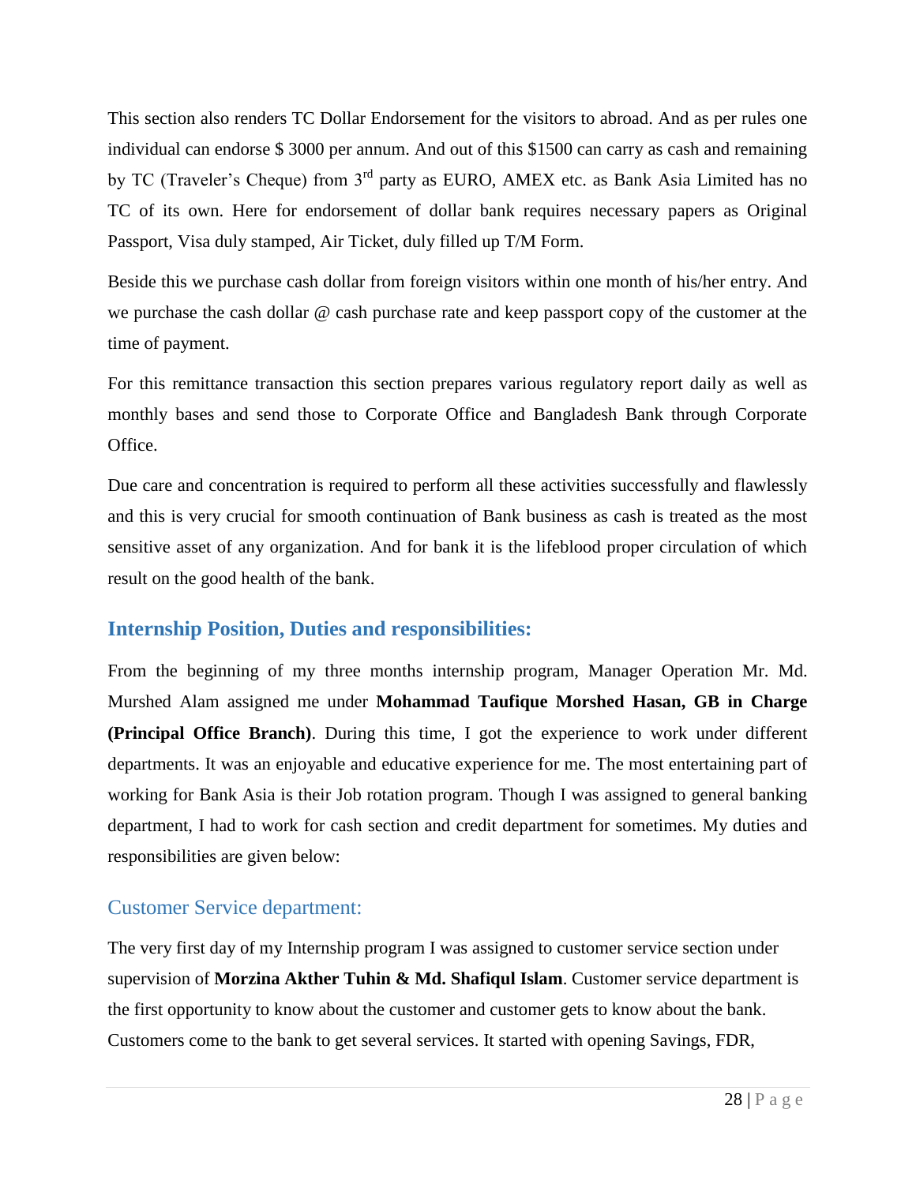This section also renders TC Dollar Endorsement for the visitors to abroad. And as per rules one individual can endorse $ 3000 per annum. And out of this $1500 can carry as cash and remaining by TC (Traveler's Cheque) from 3rd party as EURO, AMEX etc. as Bank Asia Limited has no TC of its own. Here for endorsement of dollar bank requires necessary papers as Original Passport, Visa duly stamped, Air Ticket, duly filled up T/M Form.

Beside this we purchase cash dollar from foreign visitors within one month of his/her entry. And we purchase the cash dollar @ cash purchase rate and keep passport copy of the customer at the time of payment.

For this remittance transaction this section prepares various regulatory report daily as well as monthly bases and send those to Corporate Office and Bangladesh Bank through Corporate Office.

Due care and concentration is required to perform all these activities successfully and flawlessly and this is very crucial for smooth continuation of Bank business as cash is treated as the most sensitive asset of any organization. And for bank it is the lifeblood proper circulation of which result on the good health of the bank.

## Internship Position, Duties and responsibilities:

From the beginning of my three months internship program, Manager Operation Mr. Md. Murshed Alam assigned me under **Mohammad Taufique Morshed Hasan, GB in Charge (Principal Office Branch)**. During this time, I got the experience to work under different departments. It was an enjoyable and educative experience for me. The most entertaining part of working for Bank Asia is their Job rotation program. Though I was assigned to general banking department, I had to work for cash section and credit department for sometimes. My duties and responsibilities are given below:

### Customer Service department:

The very first day of my Internship program I was assigned to customer service section under supervision of **Morzina Akther Tuhin & Md. Shafiqul Islam**. Customer service department is the first opportunity to know about the customer and customer gets to know about the bank. Customers come to the bank to get several services. It started with opening Savings, FDR,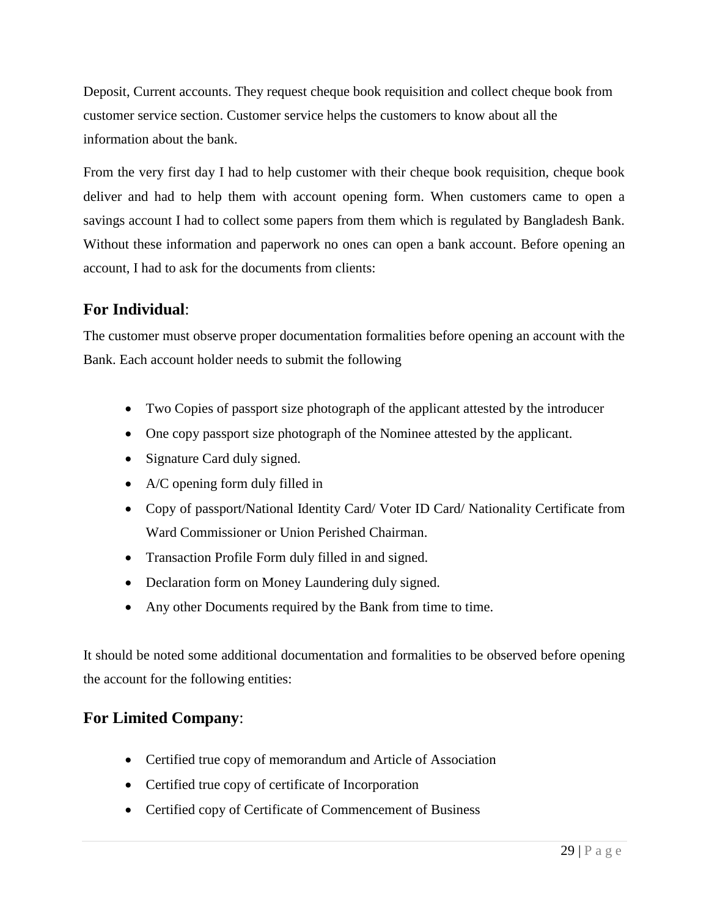Deposit, Current accounts. They request cheque book requisition and collect cheque book from customer service section. Customer service helps the customers to know about all the information about the bank.

From the very first day I had to help customer with their cheque book requisition, cheque book deliver and had to help them with account opening form. When customers came to open a savings account I had to collect some papers from them which is regulated by Bangladesh Bank. Without these information and paperwork no ones can open a bank account. Before opening an account, I had to ask for the documents from clients:

## **For Individual**:

The customer must observe proper documentation formalities before opening an account with the Bank. Each account holder needs to submit the following

- Two Copies of passport size photograph of the applicant attested by the introducer
- One copy passport size photograph of the Nominee attested by the applicant.
- Signature Card duly signed.
- A/C opening form duly filled in
- Copy of passport/National Identity Card/ Voter ID Card/ Nationality Certificate from Ward Commissioner or Union Perished Chairman.
- Transaction Profile Form duly filled in and signed.
- Declaration form on Money Laundering duly signed.
- Any other Documents required by the Bank from time to time.

It should be noted some additional documentation and formalities to be observed before opening the account for the following entities:

## **For Limited Company**:

- Certified true copy of memorandum and Article of Association
- Certified true copy of certificate of Incorporation
- Certified copy of Certificate of Commencement of Business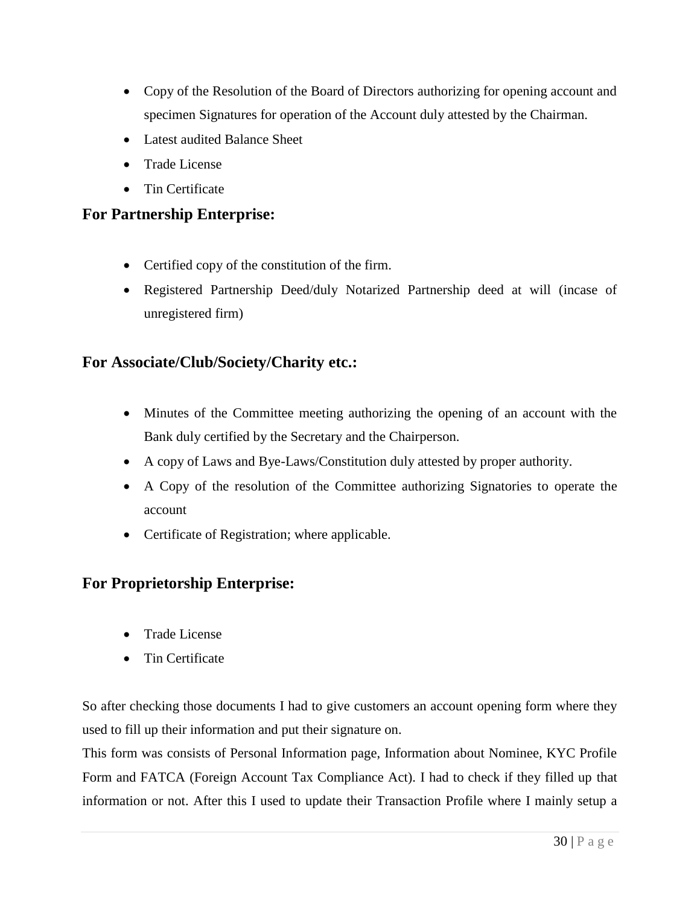- Copy of the Resolution of the Board of Directors authorizing for opening account and specimen Signatures for operation of the Account duly attested by the Chairman.
- Latest audited Balance Sheet
- Trade License
- Tin Certificate

### For Partnership Enterprise:

- Certified copy of the constitution of the firm.
- Registered Partnership Deed/duly Notarized Partnership deed at will (incase of unregistered firm)

### For Associate/Club/Society/Charity etc.:

- Minutes of the Committee meeting authorizing the opening of an account with the Bank duly certified by the Secretary and the Chairperson.
- A copy of Laws and Bye-Laws/Constitution duly attested by proper authority.
- A Copy of the resolution of the Committee authorizing Signatories to operate the account
- Certificate of Registration; where applicable.

### For Proprietorship Enterprise:

- Trade License
- Tin Certificate

So after checking those documents I had to give customers an account opening form where they used to fill up their information and put their signature on.

This form was consists of Personal Information page, Information about Nominee, KYC Profile Form and FATCA (Foreign Account Tax Compliance Act). I had to check if they filled up that information or not. After this I used to update their Transaction Profile where I mainly setup a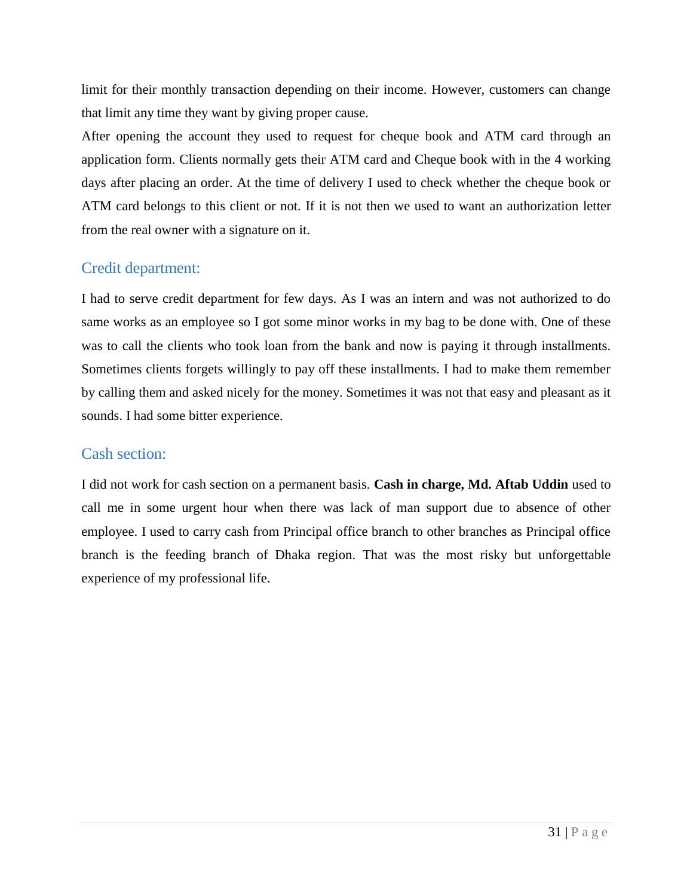limit for their monthly transaction depending on their income. However, customers can change that limit any time they want by giving proper cause.

After opening the account they used to request for cheque book and ATM card through an application form. Clients normally gets their ATM card and Cheque book with in the 4 working days after placing an order. At the time of delivery I used to check whether the cheque book or ATM card belongs to this client or not. If it is not then we used to want an authorization letter from the real owner with a signature on it.

## Credit department:

I had to serve credit department for few days. As I was an intern and was not authorized to do same works as an employee so I got some minor works in my bag to be done with. One of these was to call the clients who took loan from the bank and now is paying it through installments. Sometimes clients forgets willingly to pay off these installments. I had to make them remember by calling them and asked nicely for the money. Sometimes it was not that easy and pleasant as it sounds. I had some bitter experience.

## Cash section:

I did not work for cash section on a permanent basis. **Cash in charge, Md. Aftab Uddin** used to call me in some urgent hour when there was lack of man support due to absence of other employee. I used to carry cash from Principal office branch to other branches as Principal office branch is the feeding branch of Dhaka region. That was the most risky but unforgettable experience of my professional life.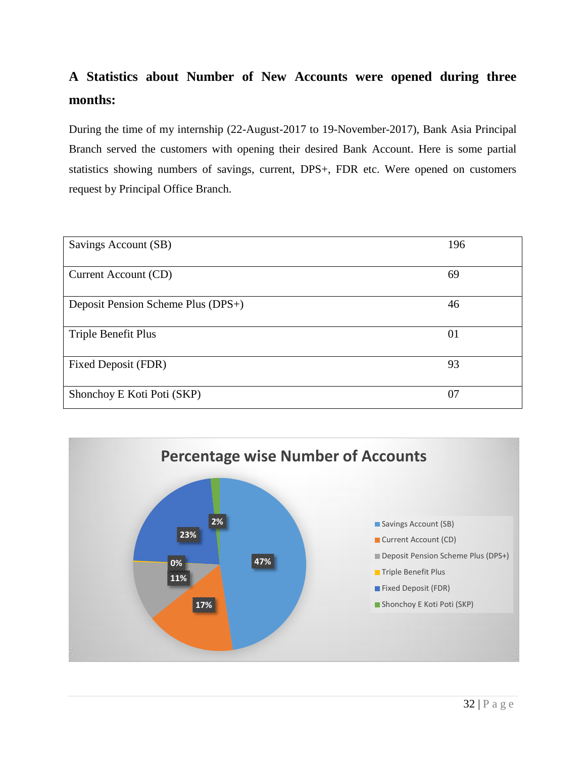### A Statistics about Number of New Accounts were opened during three months:

During the time of my internship (22-August-2017 to 19-November-2017), Bank Asia Principal Branch served the customers with opening their desired Bank Account. Here is some partial statistics showing numbers of savings, current, DPS+, FDR etc. Were opened on customers request by Principal Office Branch.

| Savings Account (SB) | 196 |
|---|---|
| Current Account (CD) | 69 |
| Deposit Pension Scheme Plus (DPS+) | 46 |
| Triple Benefit Plus | 01 |
| Fixed Deposit (FDR) | 93 |
| Shonchoy E Koti Poti (SKP) | 07 |

**Percentage wise Number of Accounts**

| Account Type | Percentage |
|---|---|
| Savings Account (SB) | 47% |
| Current Account (CD) | 17% |
| Deposit Pension Scheme Plus (DPS+) | 11% |
| Triple Benefit Plus | 0% |
| Fixed Deposit (FDR) | 23% |
| Shonchoy E Koti Poti (SKP) | 2% |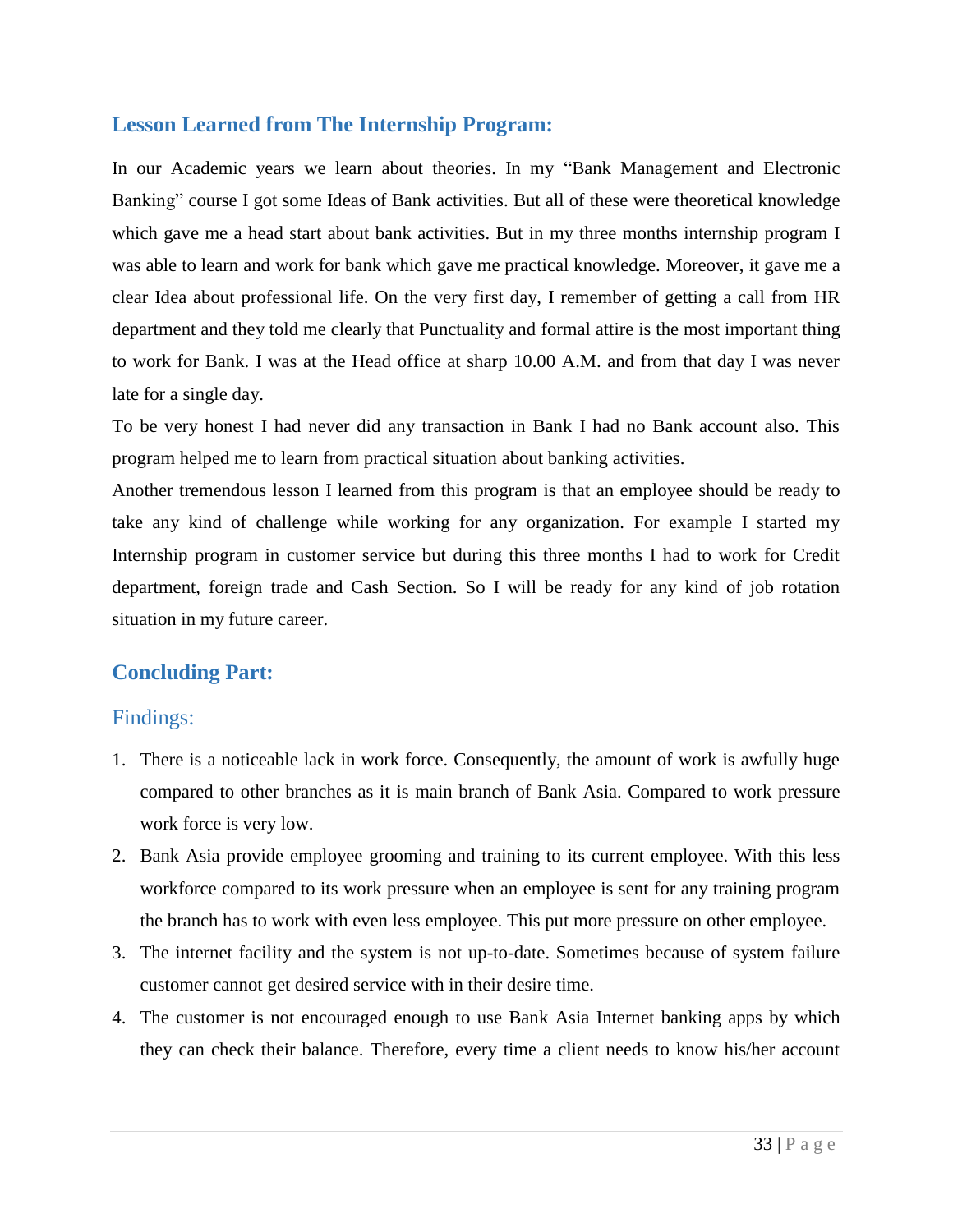## Lesson Learned from The Internship Program:

In our Academic years we learn about theories. In my "Bank Management and Electronic Banking" course I got some Ideas of Bank activities. But all of these were theoretical knowledge which gave me a head start about bank activities. But in my three months internship program I was able to learn and work for bank which gave me practical knowledge. Moreover, it gave me a clear Idea about professional life. On the very first day, I remember of getting a call from HR department and they told me clearly that Punctuality and formal attire is the most important thing to work for Bank. I was at the Head office at sharp 10.00 A.M. and from that day I was never late for a single day.

To be very honest I had never did any transaction in Bank I had no Bank account also. This program helped me to learn from practical situation about banking activities.

Another tremendous lesson I learned from this program is that an employee should be ready to take any kind of challenge while working for any organization. For example I started my Internship program in customer service but during this three months I had to work for Credit department, foreign trade and Cash Section. So I will be ready for any kind of job rotation situation in my future career.

## Concluding Part:

### Findings:

1. There is a noticeable lack in work force. Consequently, the amount of work is awfully huge compared to other branches as it is main branch of Bank Asia. Compared to work pressure work force is very low.
2. Bank Asia provide employee grooming and training to its current employee. With this less workforce compared to its work pressure when an employee is sent for any training program the branch has to work with even less employee. This put more pressure on other employee.
3. The internet facility and the system is not up-to-date. Sometimes because of system failure customer cannot get desired service with in their desire time.
4. The customer is not encouraged enough to use Bank Asia Internet banking apps by which they can check their balance. Therefore, every time a client needs to know his/her account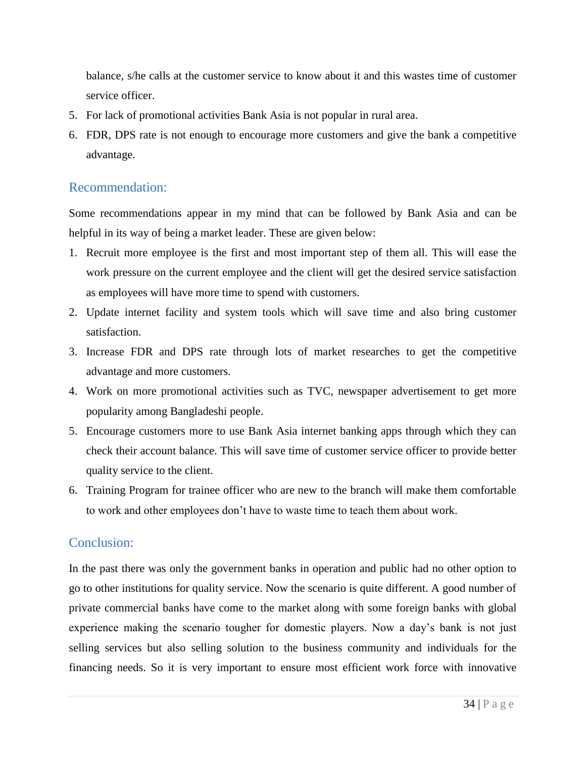balance, s/he calls at the customer service to know about it and this wastes time of customer service officer.

5. For lack of promotional activities Bank Asia is not popular in rural area.
6. FDR, DPS rate is not enough to encourage more customers and give the bank a competitive advantage.

## Recommendation:

Some recommendations appear in my mind that can be followed by Bank Asia and can be helpful in its way of being a market leader. These are given below:

1. Recruit more employee is the first and most important step of them all. This will ease the work pressure on the current employee and the client will get the desired service satisfaction as employees will have more time to spend with customers.
2. Update internet facility and system tools which will save time and also bring customer satisfaction.
3. Increase FDR and DPS rate through lots of market researches to get the competitive advantage and more customers.
4. Work on more promotional activities such as TVC, newspaper advertisement to get more popularity among Bangladeshi people.
5. Encourage customers more to use Bank Asia internet banking apps through which they can check their account balance. This will save time of customer service officer to provide better quality service to the client.
6. Training Program for trainee officer who are new to the branch will make them comfortable to work and other employees don't have to waste time to teach them about work.

## Conclusion:

In the past there was only the government banks in operation and public had no other option to go to other institutions for quality service. Now the scenario is quite different. A good number of private commercial banks have come to the market along with some foreign banks with global experience making the scenario tougher for domestic players. Now a day's bank is not just selling services but also selling solution to the business community and individuals for the financing needs. So it is very important to ensure most efficient work force with innovative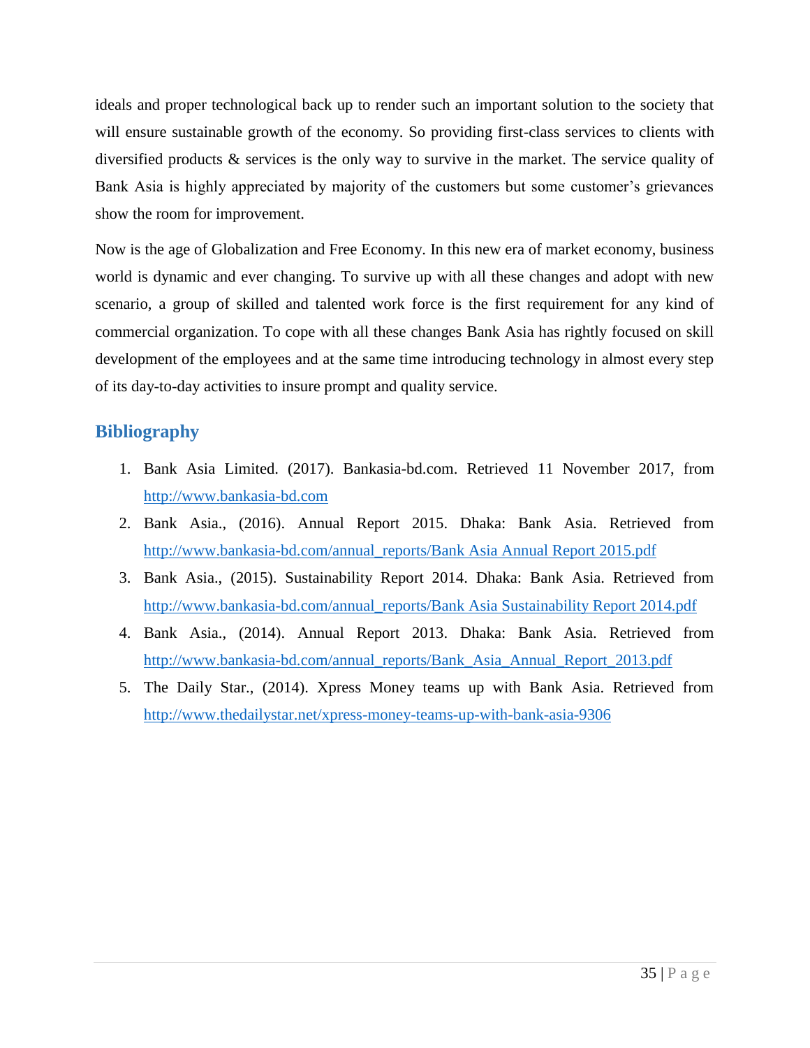ideals and proper technological back up to render such an important solution to the society that will ensure sustainable growth of the economy. So providing first-class services to clients with diversified products & services is the only way to survive in the market. The service quality of Bank Asia is highly appreciated by majority of the customers but some customer's grievances show the room for improvement.

Now is the age of Globalization and Free Economy. In this new era of market economy, business world is dynamic and ever changing. To survive up with all these changes and adopt with new scenario, a group of skilled and talented work force is the first requirement for any kind of commercial organization. To cope with all these changes Bank Asia has rightly focused on skill development of the employees and at the same time introducing technology in almost every step of its day-to-day activities to insure prompt and quality service.

## Bibliography

1. Bank Asia Limited. (2017). Bankasia-bd.com. Retrieved 11 November 2017, from http://www.bankasia-bd.com
2. Bank Asia., (2016). Annual Report 2015. Dhaka: Bank Asia. Retrieved from http://www.bankasia-bd.com/annual_reports/Bank Asia Annual Report 2015.pdf
3. Bank Asia., (2015). Sustainability Report 2014. Dhaka: Bank Asia. Retrieved from http://www.bankasia-bd.com/annual_reports/Bank Asia Sustainability Report 2014.pdf
4. Bank Asia., (2014). Annual Report 2013. Dhaka: Bank Asia. Retrieved from http://www.bankasia-bd.com/annual_reports/Bank_Asia_Annual_Report_2013.pdf
5. The Daily Star., (2014). Xpress Money teams up with Bank Asia. Retrieved from http://www.thedailystar.net/xpress-money-teams-up-with-bank-asia-9306